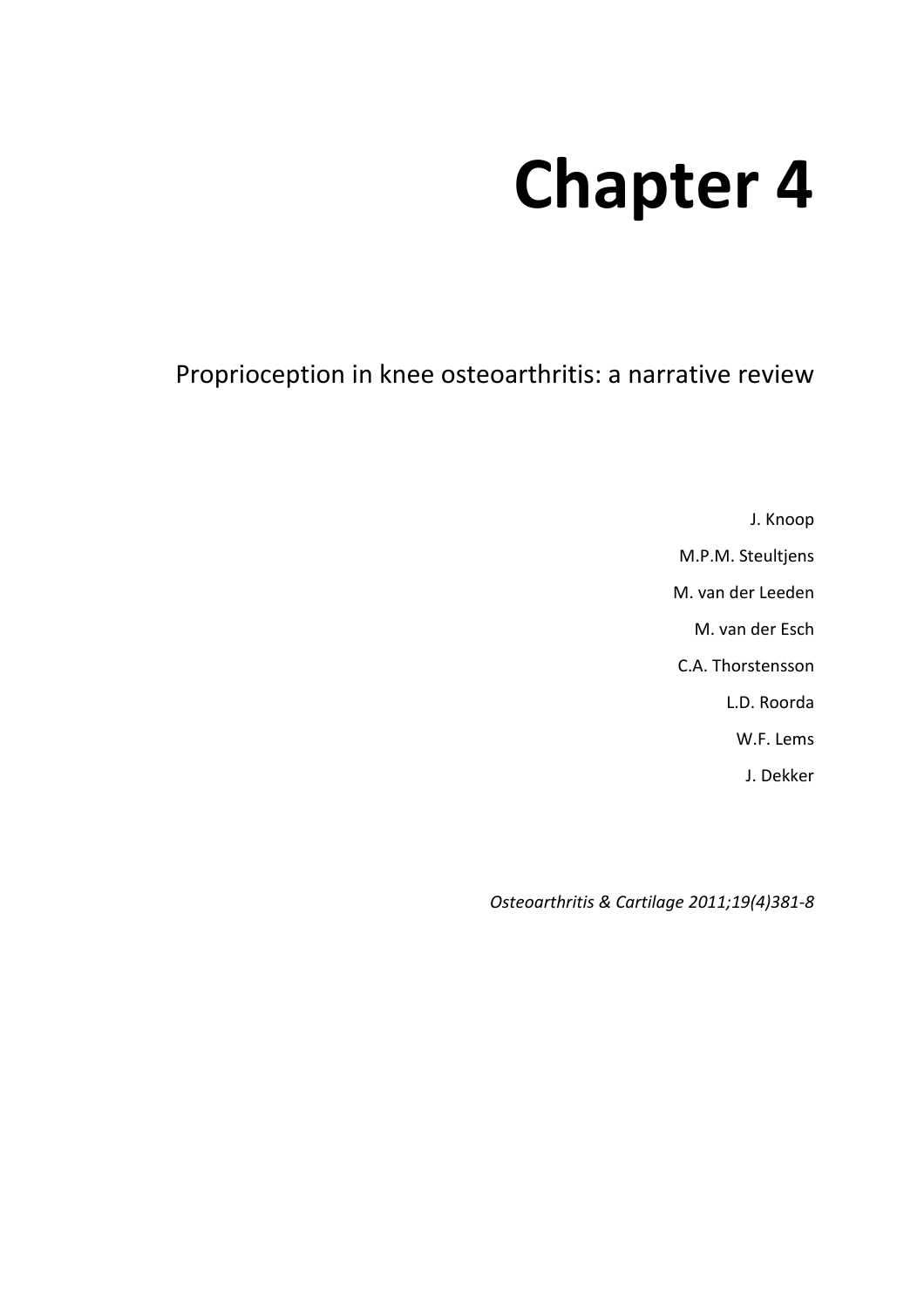# Chapter 4

## Proprioception in knee osteoarthritis: a narrative review

J. Knoop

M.P.M. Steultjens

M. van der Leeden

M. van der Esch

C.A. Thorstensson

L.D. Roorda

W.F. Lems

J. Dekker

*Osteoarthritis & Cartilage 2011;19(4)381-8*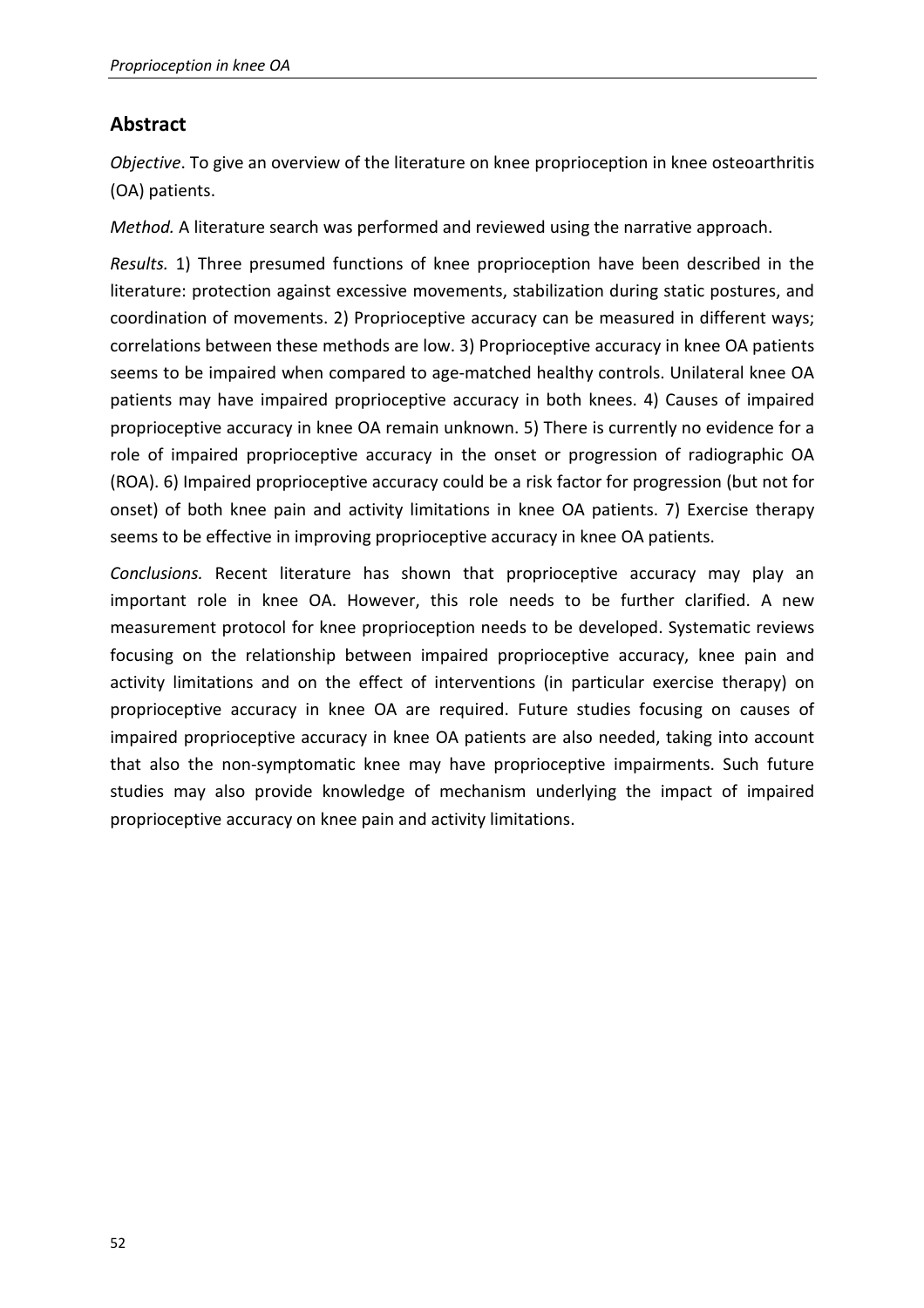## Abstract

*Objective*. To give an overview of the literature on knee proprioception in knee osteoarthritis (OA) patients.

*Method.* A literature search was performed and reviewed using the narrative approach.

*Results.* 1) Three presumed functions of knee proprioception have been described in the literature: protection against excessive movements, stabilization during static postures, and coordination of movements. 2) Proprioceptive accuracy can be measured in different ways; correlations between these methods are low. 3) Proprioceptive accuracy in knee OA patients seems to be impaired when compared to age-matched healthy controls. Unilateral knee OA patients may have impaired proprioceptive accuracy in both knees. 4) Causes of impaired proprioceptive accuracy in knee OA remain unknown. 5) There is currently no evidence for a role of impaired proprioceptive accuracy in the onset or progression of radiographic OA (ROA). 6) Impaired proprioceptive accuracy could be a risk factor for progression (but not for onset) of both knee pain and activity limitations in knee OA patients. 7) Exercise therapy seems to be effective in improving proprioceptive accuracy in knee OA patients.

*Conclusions.* Recent literature has shown that proprioceptive accuracy may play an important role in knee OA. However, this role needs to be further clarified. A new measurement protocol for knee proprioception needs to be developed. Systematic reviews focusing on the relationship between impaired proprioceptive accuracy, knee pain and activity limitations and on the effect of interventions (in particular exercise therapy) on proprioceptive accuracy in knee OA are required. Future studies focusing on causes of impaired proprioceptive accuracy in knee OA patients are also needed, taking into account that also the non-symptomatic knee may have proprioceptive impairments. Such future studies may also provide knowledge of mechanism underlying the impact of impaired proprioceptive accuracy on knee pain and activity limitations.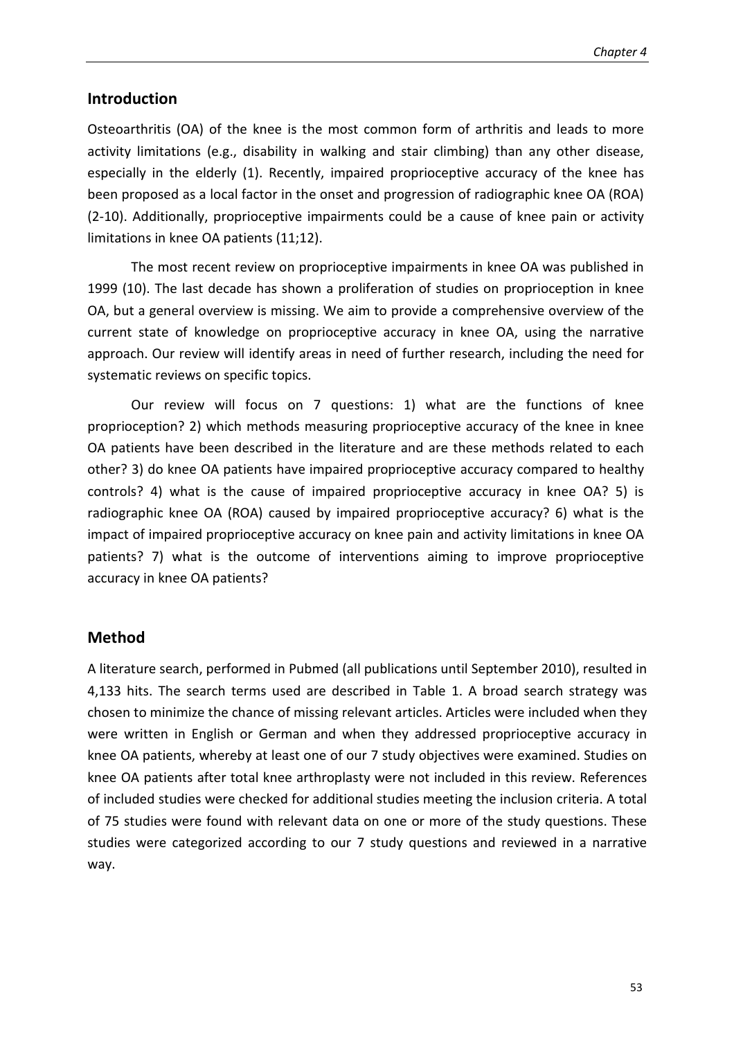## Introduction

Osteoarthritis (OA) of the knee is the most common form of arthritis and leads to more activity limitations (e.g., disability in walking and stair climbing) than any other disease, especially in the elderly (1). Recently, impaired proprioceptive accuracy of the knee has been proposed as a local factor in the onset and progression of radiographic knee OA (ROA) (2-10). Additionally, proprioceptive impairments could be a cause of knee pain or activity limitations in knee OA patients (11;12).

The most recent review on proprioceptive impairments in knee OA was published in 1999 (10). The last decade has shown a proliferation of studies on proprioception in knee OA, but a general overview is missing. We aim to provide a comprehensive overview of the current state of knowledge on proprioceptive accuracy in knee OA, using the narrative approach. Our review will identify areas in need of further research, including the need for systematic reviews on specific topics.

Our review will focus on 7 questions: 1) what are the functions of knee proprioception? 2) which methods measuring proprioceptive accuracy of the knee in knee OA patients have been described in the literature and are these methods related to each other? 3) do knee OA patients have impaired proprioceptive accuracy compared to healthy controls? 4) what is the cause of impaired proprioceptive accuracy in knee OA? 5) is radiographic knee OA (ROA) caused by impaired proprioceptive accuracy? 6) what is the impact of impaired proprioceptive accuracy on knee pain and activity limitations in knee OA patients? 7) what is the outcome of interventions aiming to improve proprioceptive accuracy in knee OA patients?

## Method

A literature search, performed in Pubmed (all publications until September 2010), resulted in 4,133 hits. The search terms used are described in Table 1. A broad search strategy was chosen to minimize the chance of missing relevant articles. Articles were included when they were written in English or German and when they addressed proprioceptive accuracy in knee OA patients, whereby at least one of our 7 study objectives were examined. Studies on knee OA patients after total knee arthroplasty were not included in this review. References of included studies were checked for additional studies meeting the inclusion criteria. A total of 75 studies were found with relevant data on one or more of the study questions. These studies were categorized according to our 7 study questions and reviewed in a narrative way.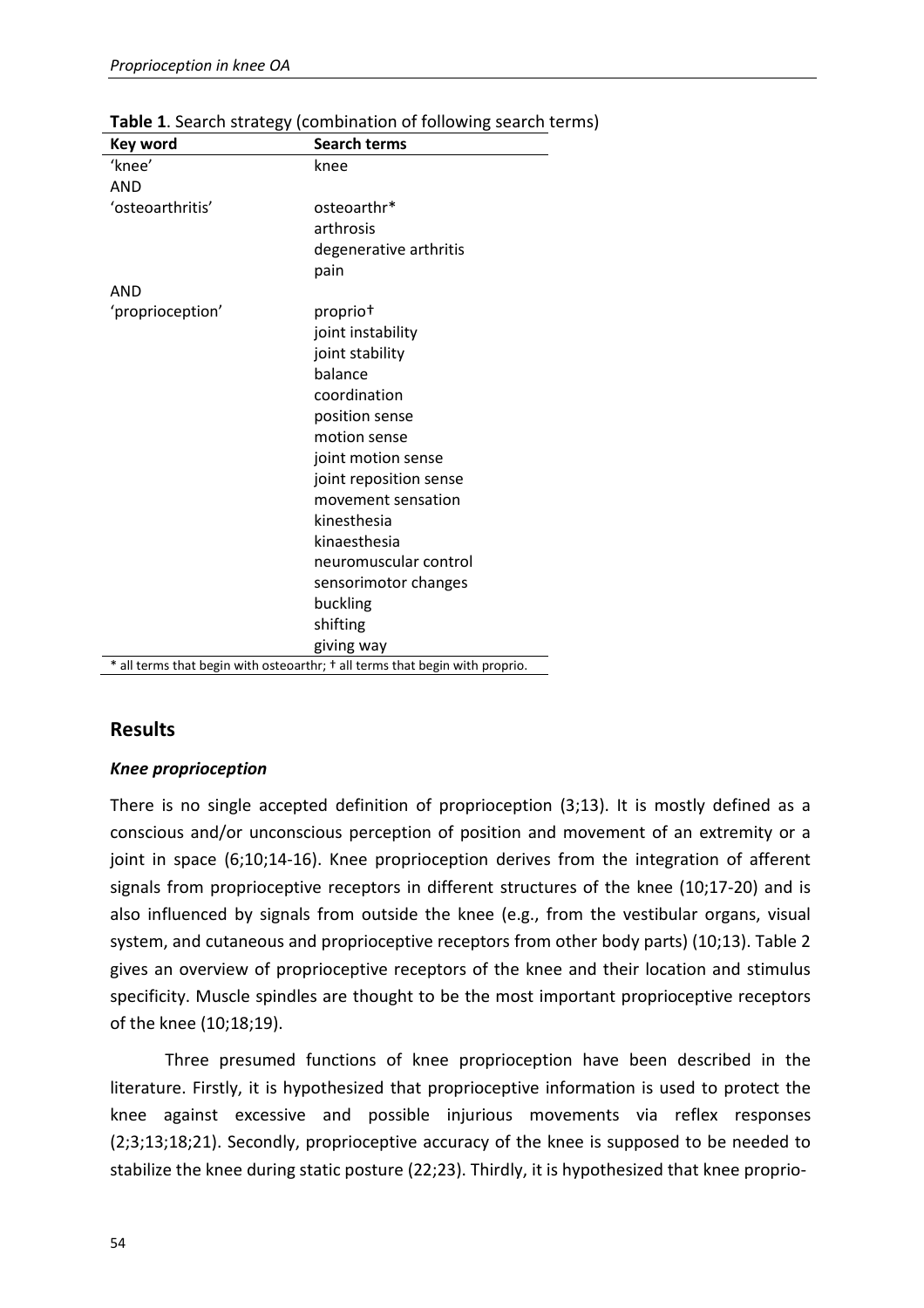**Table 1**. Search strategy (combination of following search terms)

| Key word | Search terms |
|---|---|
| 'knee' | knee |
| AND | |
| 'osteoarthritis' | osteoarthr* |
| | arthrosis |
| | degenerative arthritis |
| | pain |
| AND | |
| 'proprioception' | proprio† |
| | joint instability |
| | joint stability |
| | balance |
| | coordination |
| | position sense |
| | motion sense |
| | joint motion sense |
| | joint reposition sense |
| | movement sensation |
| | kinesthesia |
| | kinaesthesia |
| | neuromuscular control |
| | sensorimotor changes |
| | buckling |
| | shifting |
| | giving way |

\* all terms that begin with osteoarthr; † all terms that begin with proprio.

## Results

### *Knee proprioception*

There is no single accepted definition of proprioception (3;13). It is mostly defined as a conscious and/or unconscious perception of position and movement of an extremity or a joint in space (6;10;14-16). Knee proprioception derives from the integration of afferent signals from proprioceptive receptors in different structures of the knee (10;17-20) and is also influenced by signals from outside the knee (e.g., from the vestibular organs, visual system, and cutaneous and proprioceptive receptors from other body parts) (10;13). Table 2 gives an overview of proprioceptive receptors of the knee and their location and stimulus specificity. Muscle spindles are thought to be the most important proprioceptive receptors of the knee (10;18;19).

Three presumed functions of knee proprioception have been described in the literature. Firstly, it is hypothesized that proprioceptive information is used to protect the knee against excessive and possible injurious movements via reflex responses (2;3;13;18;21). Secondly, proprioceptive accuracy of the knee is supposed to be needed to stabilize the knee during static posture (22;23). Thirdly, it is hypothesized that knee proprio-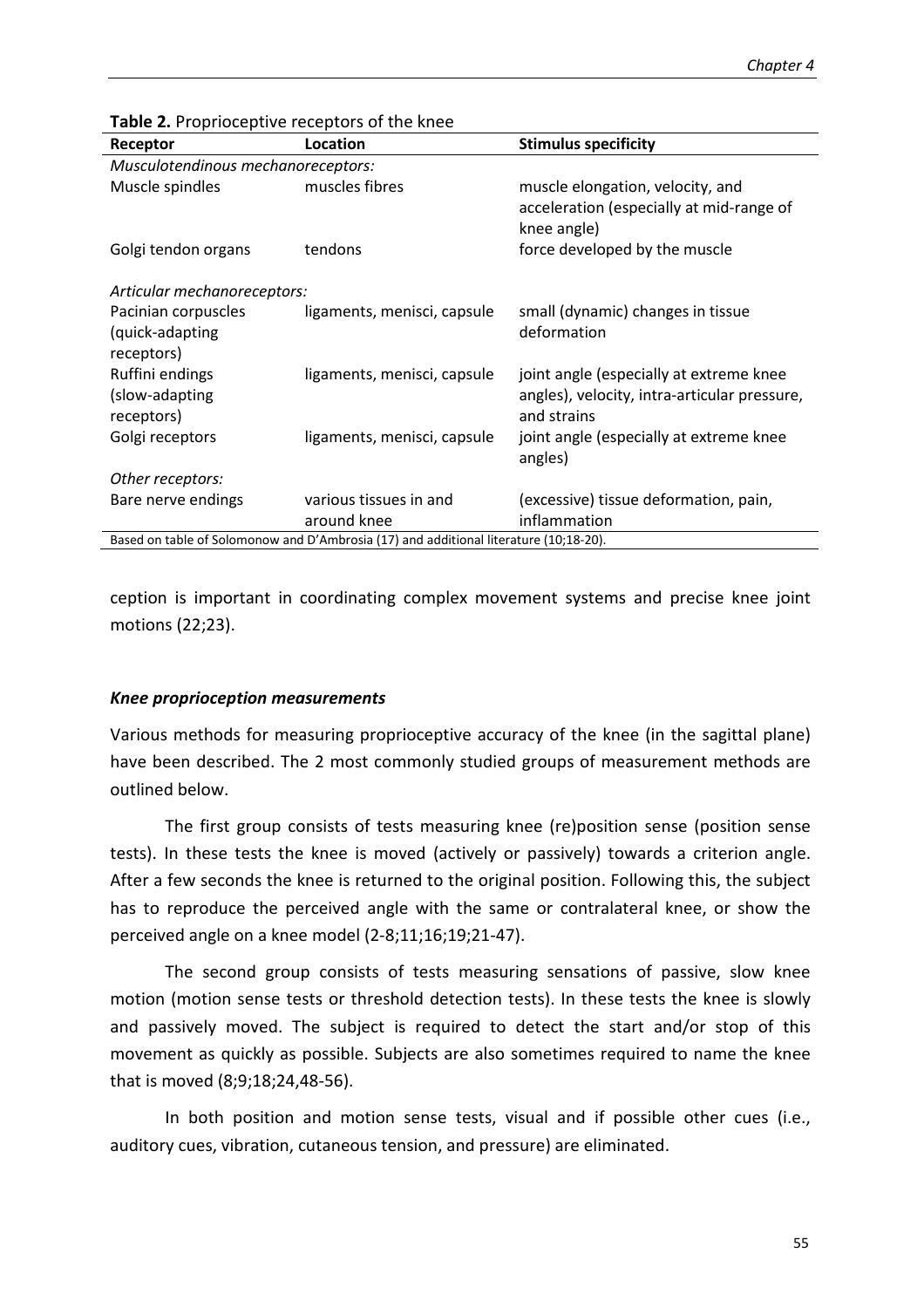**Table 2.** Proprioceptive receptors of the knee

| Receptor | Location | Stimulus specificity |
|---|---|---|
| *Musculotendinous mechanoreceptors:* | | |
| Muscle spindles | muscles fibres | muscle elongation, velocity, and acceleration (especially at mid-range of knee angle) |
| Golgi tendon organs | tendons | force developed by the muscle |
| *Articular mechanoreceptors:* | | |
| Pacinian corpuscles (quick-adapting receptors) | ligaments, menisci, capsule | small (dynamic) changes in tissue deformation |
| Ruffini endings (slow-adapting receptors) | ligaments, menisci, capsule | joint angle (especially at extreme knee angles), velocity, intra-articular pressure, and strains |
| Golgi receptors | ligaments, menisci, capsule | joint angle (especially at extreme knee angles) |
| *Other receptors:* | | |
| Bare nerve endings | various tissues in and around knee | (excessive) tissue deformation, pain, inflammation |

Based on table of Solomonow and D'Ambrosia (17) and additional literature (10;18-20).

ception is important in coordinating complex movement systems and precise knee joint motions (22;23).

### *Knee proprioception measurements*

Various methods for measuring proprioceptive accuracy of the knee (in the sagittal plane) have been described. The 2 most commonly studied groups of measurement methods are outlined below.

The first group consists of tests measuring knee (re)position sense (position sense tests). In these tests the knee is moved (actively or passively) towards a criterion angle. After a few seconds the knee is returned to the original position. Following this, the subject has to reproduce the perceived angle with the same or contralateral knee, or show the perceived angle on a knee model (2-8;11;16;19;21-47).

The second group consists of tests measuring sensations of passive, slow knee motion (motion sense tests or threshold detection tests). In these tests the knee is slowly and passively moved. The subject is required to detect the start and/or stop of this movement as quickly as possible. Subjects are also sometimes required to name the knee that is moved (8;9;18;24,48-56).

In both position and motion sense tests, visual and if possible other cues (i.e., auditory cues, vibration, cutaneous tension, and pressure) are eliminated.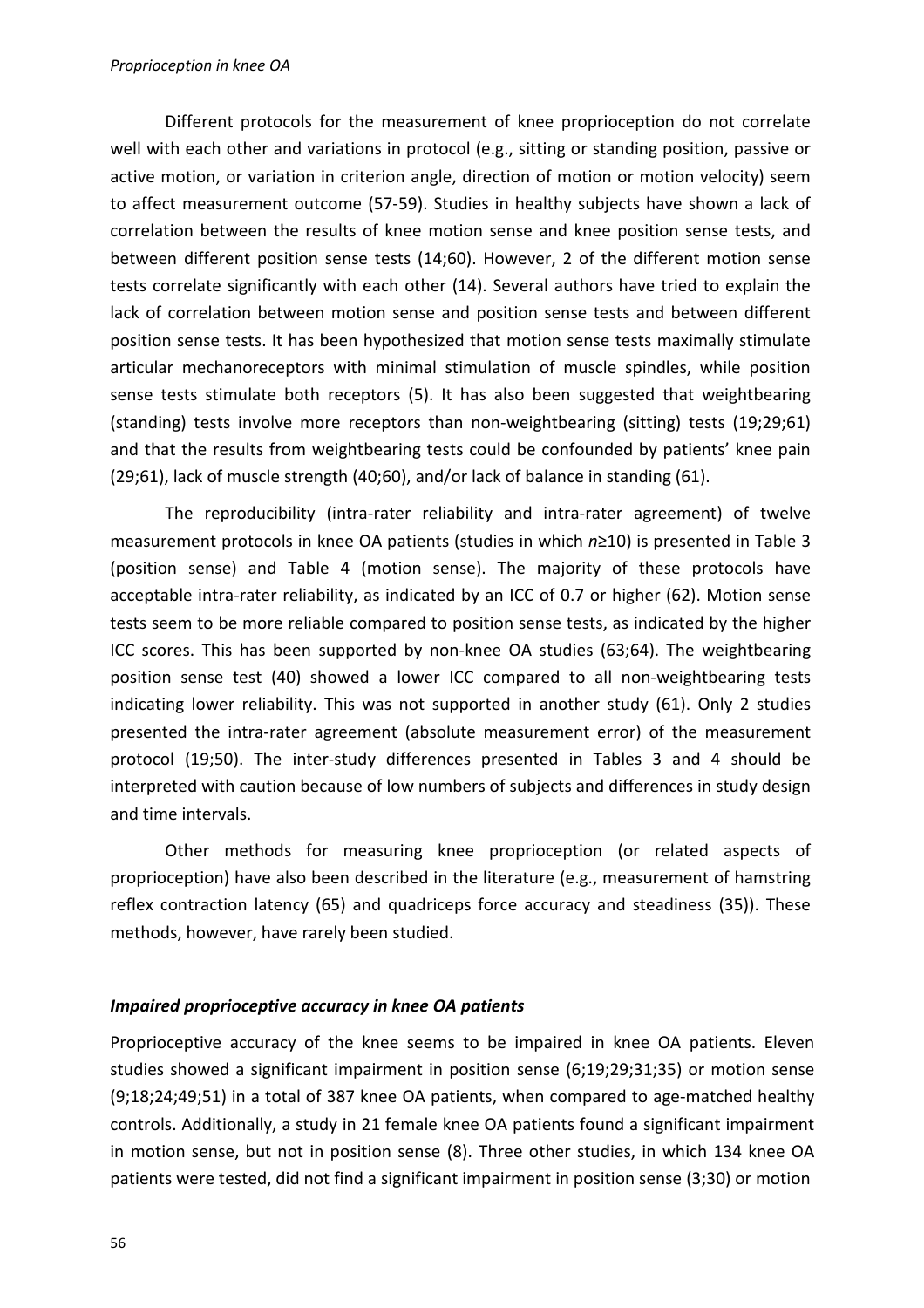Different protocols for the measurement of knee proprioception do not correlate well with each other and variations in protocol (e.g., sitting or standing position, passive or active motion, or variation in criterion angle, direction of motion or motion velocity) seem to affect measurement outcome (57-59). Studies in healthy subjects have shown a lack of correlation between the results of knee motion sense and knee position sense tests, and between different position sense tests (14;60). However, 2 of the different motion sense tests correlate significantly with each other (14). Several authors have tried to explain the lack of correlation between motion sense and position sense tests and between different position sense tests. It has been hypothesized that motion sense tests maximally stimulate articular mechanoreceptors with minimal stimulation of muscle spindles, while position sense tests stimulate both receptors (5). It has also been suggested that weightbearing (standing) tests involve more receptors than non-weightbearing (sitting) tests (19;29;61) and that the results from weightbearing tests could be confounded by patients' knee pain (29;61), lack of muscle strength (40;60), and/or lack of balance in standing (61).

The reproducibility (intra-rater reliability and intra-rater agreement) of twelve measurement protocols in knee OA patients (studies in which $n \geq 10$) is presented in Table 3 (position sense) and Table 4 (motion sense). The majority of these protocols have acceptable intra-rater reliability, as indicated by an ICC of 0.7 or higher (62). Motion sense tests seem to be more reliable compared to position sense tests, as indicated by the higher ICC scores. This has been supported by non-knee OA studies (63;64). The weightbearing position sense test (40) showed a lower ICC compared to all non-weightbearing tests indicating lower reliability. This was not supported in another study (61). Only 2 studies presented the intra-rater agreement (absolute measurement error) of the measurement protocol (19;50). The inter-study differences presented in Tables 3 and 4 should be interpreted with caution because of low numbers of subjects and differences in study design and time intervals.

Other methods for measuring knee proprioception (or related aspects of proprioception) have also been described in the literature (e.g., measurement of hamstring reflex contraction latency (65) and quadriceps force accuracy and steadiness (35)). These methods, however, have rarely been studied.

### *Impaired proprioceptive accuracy in knee OA patients*

Proprioceptive accuracy of the knee seems to be impaired in knee OA patients. Eleven studies showed a significant impairment in position sense (6;19;29;31;35) or motion sense (9;18;24;49;51) in a total of 387 knee OA patients, when compared to age-matched healthy controls. Additionally, a study in 21 female knee OA patients found a significant impairment in motion sense, but not in position sense (8). Three other studies, in which 134 knee OA patients were tested, did not find a significant impairment in position sense (3;30) or motion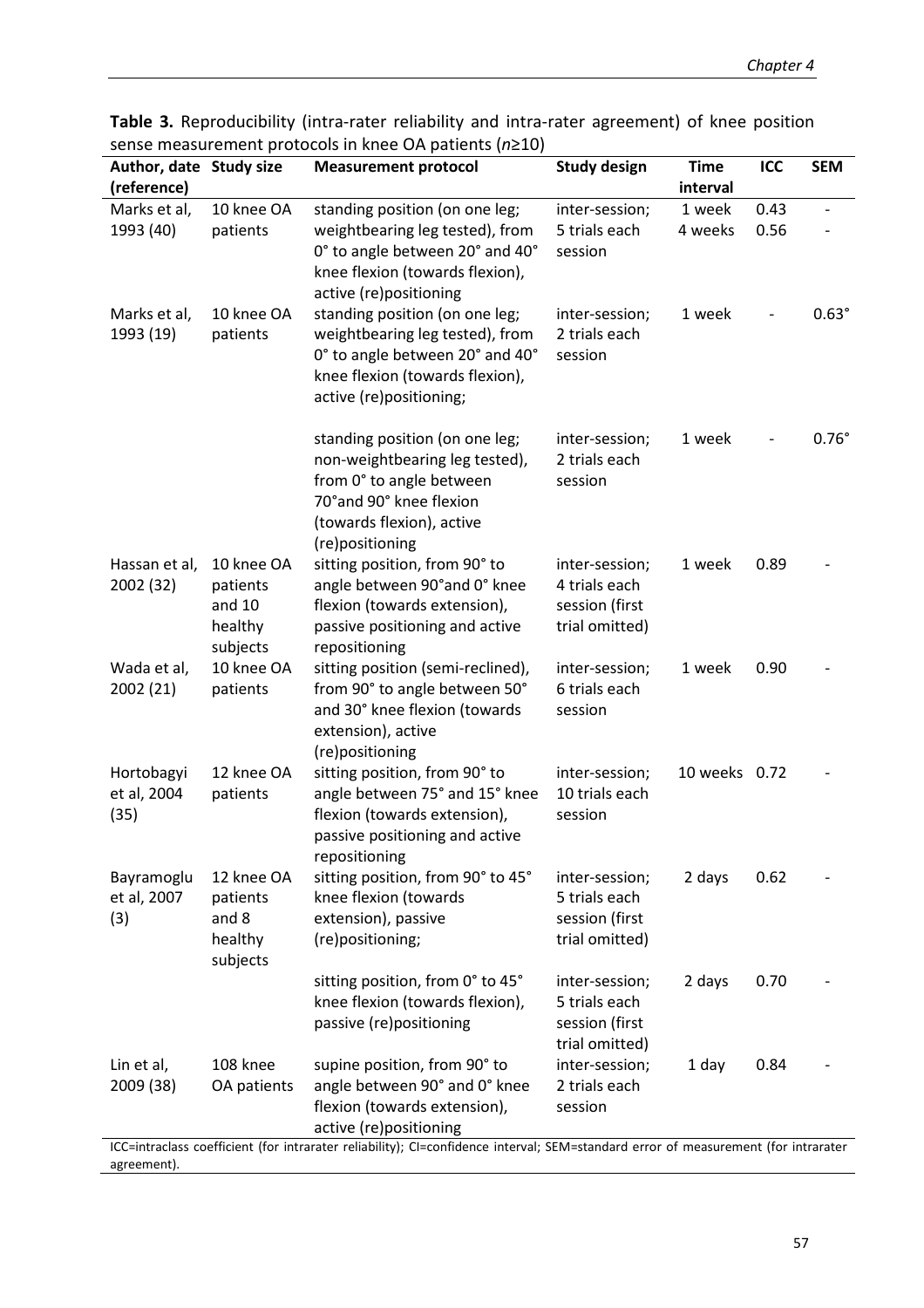**Table 3.** Reproducibility (intra-rater reliability and intra-rater agreement) of knee position sense measurement protocols in knee OA patients ($n \geq 10$)

| Author, date (reference) | Study size | Measurement protocol | Study design | Time interval | ICC | SEM |
|---|---|---|---|---|---|---|
| Marks et al, 1993 (40) | 10 knee OA patients | standing position (on one leg; weightbearing leg tested), from 0° to angle between 20° and 40° knee flexion (towards flexion), active (re)positioning | inter-session; 5 trials each session | 1 week<br>4 weeks | 0.43<br>0.56 | -<br>- |
| Marks et al, 1993 (19) | 10 knee OA patients | standing position (on one leg; weightbearing leg tested), from 0° to angle between 20° and 40° knee flexion (towards flexion), active (re)positioning; | inter-session; 2 trials each session | 1 week | - | 0.63° |
| | | standing position (on one leg; non-weightbearing leg tested), from 0° to angle between 70°and 90° knee flexion (towards flexion), active (re)positioning | inter-session; 2 trials each session | 1 week | - | 0.76° |
| Hassan et al, 2002 (32) | 10 knee OA patients and 10 healthy subjects | sitting position, from 90° to angle between 90°and 0° knee flexion (towards extension), passive positioning and active repositioning | inter-session; 4 trials each session (first trial omitted) | 1 week | 0.89 | - |
| Wada et al, 2002 (21) | 10 knee OA patients | sitting position (semi-reclined), from 90° to angle between 50° and 30° knee flexion (towards extension), active (re)positioning | inter-session; 6 trials each session | 1 week | 0.90 | - |
| Hortobagyi et al, 2004 (35) | 12 knee OA patients | sitting position, from 90° to angle between 75° and 15° knee flexion (towards extension), passive positioning and active repositioning | inter-session; 10 trials each session | 10 weeks | 0.72 | - |
| Bayramoglu et al, 2007 (3) | 12 knee OA patients and 8 healthy subjects | sitting position, from 90° to 45° knee flexion (towards extension), passive (re)positioning; | inter-session; 5 trials each session (first trial omitted) | 2 days | 0.62 | - |
| | | sitting position, from 0° to 45° knee flexion (towards flexion), passive (re)positioning | inter-session; 5 trials each session (first trial omitted) | 2 days | 0.70 | - |
| Lin et al, 2009 (38) | 108 knee OA patients | supine position, from 90° to angle between 90° and 0° knee flexion (towards extension), active (re)positioning | inter-session; 2 trials each session | 1 day | 0.84 | - |

ICC=intraclass coefficient (for intrarater reliability); CI=confidence interval; SEM=standard error of measurement (for intrarater agreement).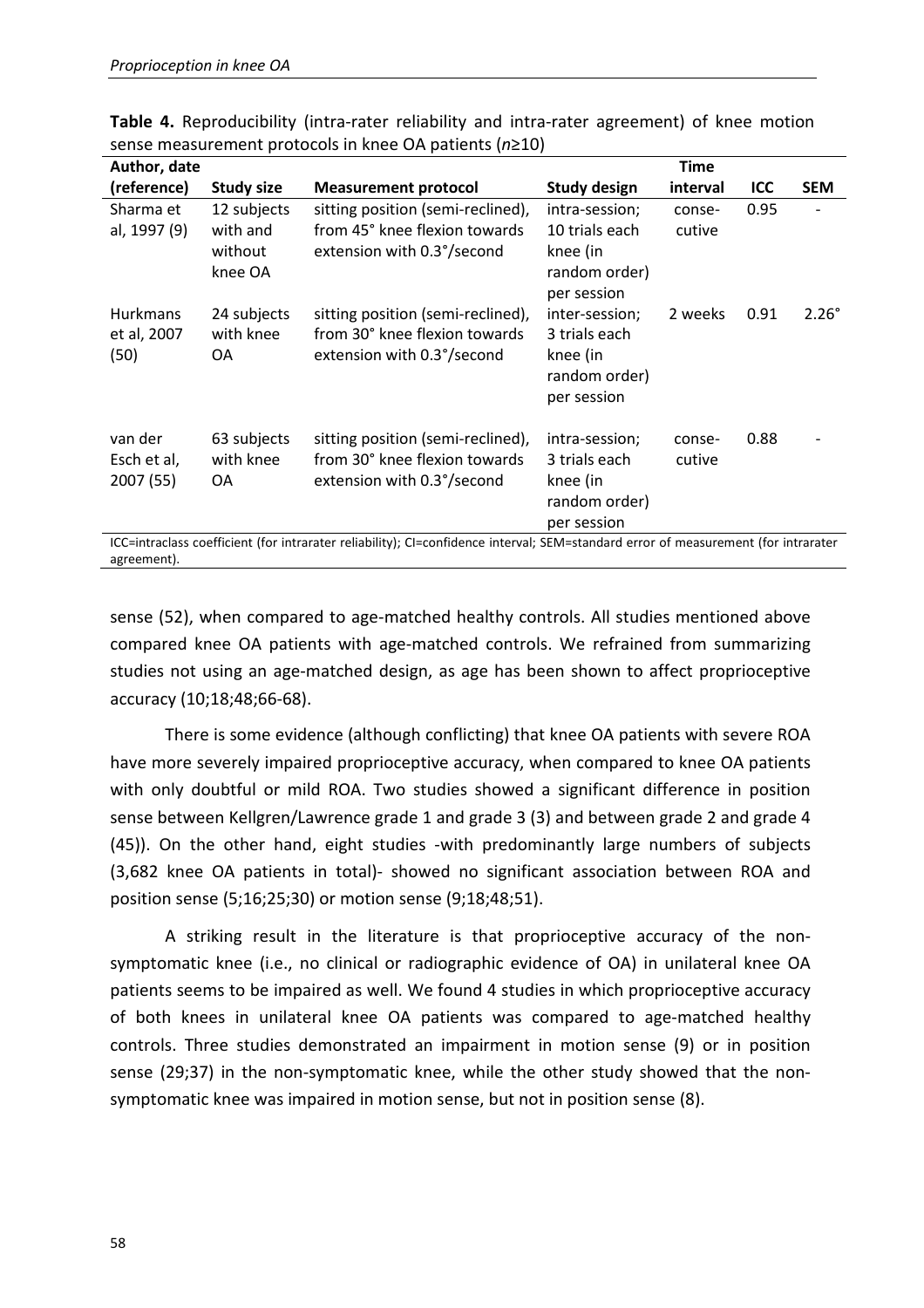**Table 4.** Reproducibility (intra-rater reliability and intra-rater agreement) of knee motion sense measurement protocols in knee OA patients ($n$≥10)

| Author, date (reference) | Study size | Measurement protocol | Study design | Time interval | ICC | SEM |
|---|---|---|---|---|---|---|
| Sharma et al, 1997 (9) | 12 subjects with and without knee OA | sitting position (semi-reclined), from 45° knee flexion towards extension with 0.3°/second | intra-session; 10 trials each knee (in random order) per session | conse-cutive | 0.95 | - |
| Hurkmans et al, 2007 (50) | 24 subjects with knee OA | sitting position (semi-reclined), from 30° knee flexion towards extension with 0.3°/second | inter-session; 3 trials each knee (in random order) per session | 2 weeks | 0.91 | 2.26° |
| van der Esch et al, 2007 (55) | 63 subjects with knee OA | sitting position (semi-reclined), from 30° knee flexion towards extension with 0.3°/second | intra-session; 3 trials each knee (in random order) per session | conse-cutive | 0.88 | - |

ICC=intraclass coefficient (for intrarater reliability); CI=confidence interval; SEM=standard error of measurement (for intrarater agreement).

sense (52), when compared to age-matched healthy controls. All studies mentioned above compared knee OA patients with age-matched controls. We refrained from summarizing studies not using an age-matched design, as age has been shown to affect proprioceptive accuracy (10;18;48;66-68).

There is some evidence (although conflicting) that knee OA patients with severe ROA have more severely impaired proprioceptive accuracy, when compared to knee OA patients with only doubtful or mild ROA. Two studies showed a significant difference in position sense between Kellgren/Lawrence grade 1 and grade 3 (3) and between grade 2 and grade 4 (45)). On the other hand, eight studies -with predominantly large numbers of subjects (3,682 knee OA patients in total)- showed no significant association between ROA and position sense (5;16;25;30) or motion sense (9;18;48;51).

A striking result in the literature is that proprioceptive accuracy of the non-symptomatic knee (i.e., no clinical or radiographic evidence of OA) in unilateral knee OA patients seems to be impaired as well. We found 4 studies in which proprioceptive accuracy of both knees in unilateral knee OA patients was compared to age-matched healthy controls. Three studies demonstrated an impairment in motion sense (9) or in position sense (29;37) in the non-symptomatic knee, while the other study showed that the non-symptomatic knee was impaired in motion sense, but not in position sense (8).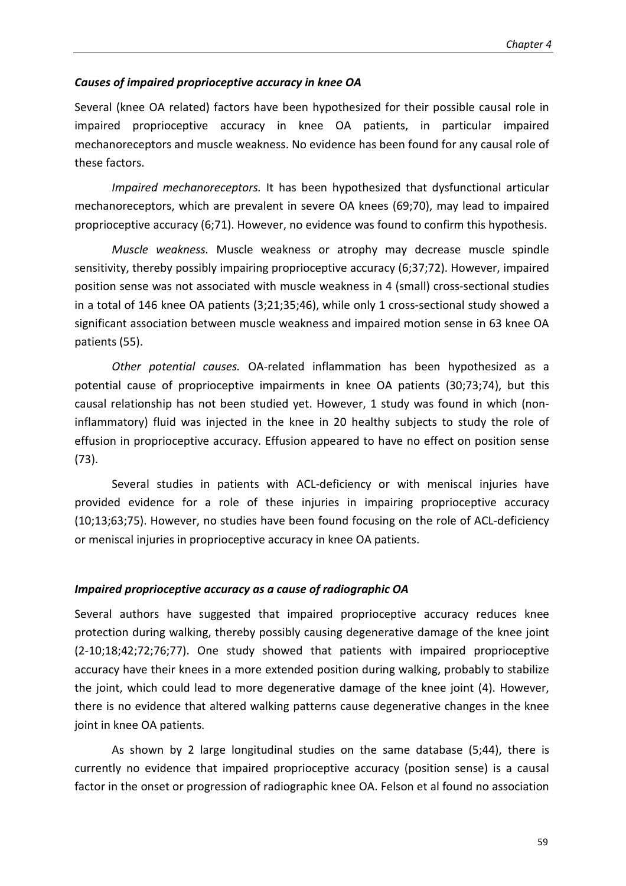### *Causes of impaired proprioceptive accuracy in knee OA*

Several (knee OA related) factors have been hypothesized for their possible causal role in impaired proprioceptive accuracy in knee OA patients, in particular impaired mechanoreceptors and muscle weakness. No evidence has been found for any causal role of these factors.

*Impaired mechanoreceptors.* It has been hypothesized that dysfunctional articular mechanoreceptors, which are prevalent in severe OA knees (69;70), may lead to impaired proprioceptive accuracy (6;71). However, no evidence was found to confirm this hypothesis.

*Muscle weakness.* Muscle weakness or atrophy may decrease muscle spindle sensitivity, thereby possibly impairing proprioceptive accuracy (6;37;72). However, impaired position sense was not associated with muscle weakness in 4 (small) cross-sectional studies in a total of 146 knee OA patients (3;21;35;46), while only 1 cross-sectional study showed a significant association between muscle weakness and impaired motion sense in 63 knee OA patients (55).

*Other potential causes.* OA-related inflammation has been hypothesized as a potential cause of proprioceptive impairments in knee OA patients (30;73;74), but this causal relationship has not been studied yet. However, 1 study was found in which (non-inflammatory) fluid was injected in the knee in 20 healthy subjects to study the role of effusion in proprioceptive accuracy. Effusion appeared to have no effect on position sense (73).

Several studies in patients with ACL-deficiency or with meniscal injuries have provided evidence for a role of these injuries in impairing proprioceptive accuracy (10;13;63;75). However, no studies have been found focusing on the role of ACL-deficiency or meniscal injuries in proprioceptive accuracy in knee OA patients.

### *Impaired proprioceptive accuracy as a cause of radiographic OA*

Several authors have suggested that impaired proprioceptive accuracy reduces knee protection during walking, thereby possibly causing degenerative damage of the knee joint (2-10;18;42;72;76;77). One study showed that patients with impaired proprioceptive accuracy have their knees in a more extended position during walking, probably to stabilize the joint, which could lead to more degenerative damage of the knee joint (4). However, there is no evidence that altered walking patterns cause degenerative changes in the knee joint in knee OA patients.

As shown by 2 large longitudinal studies on the same database (5;44), there is currently no evidence that impaired proprioceptive accuracy (position sense) is a causal factor in the onset or progression of radiographic knee OA. Felson et al found no association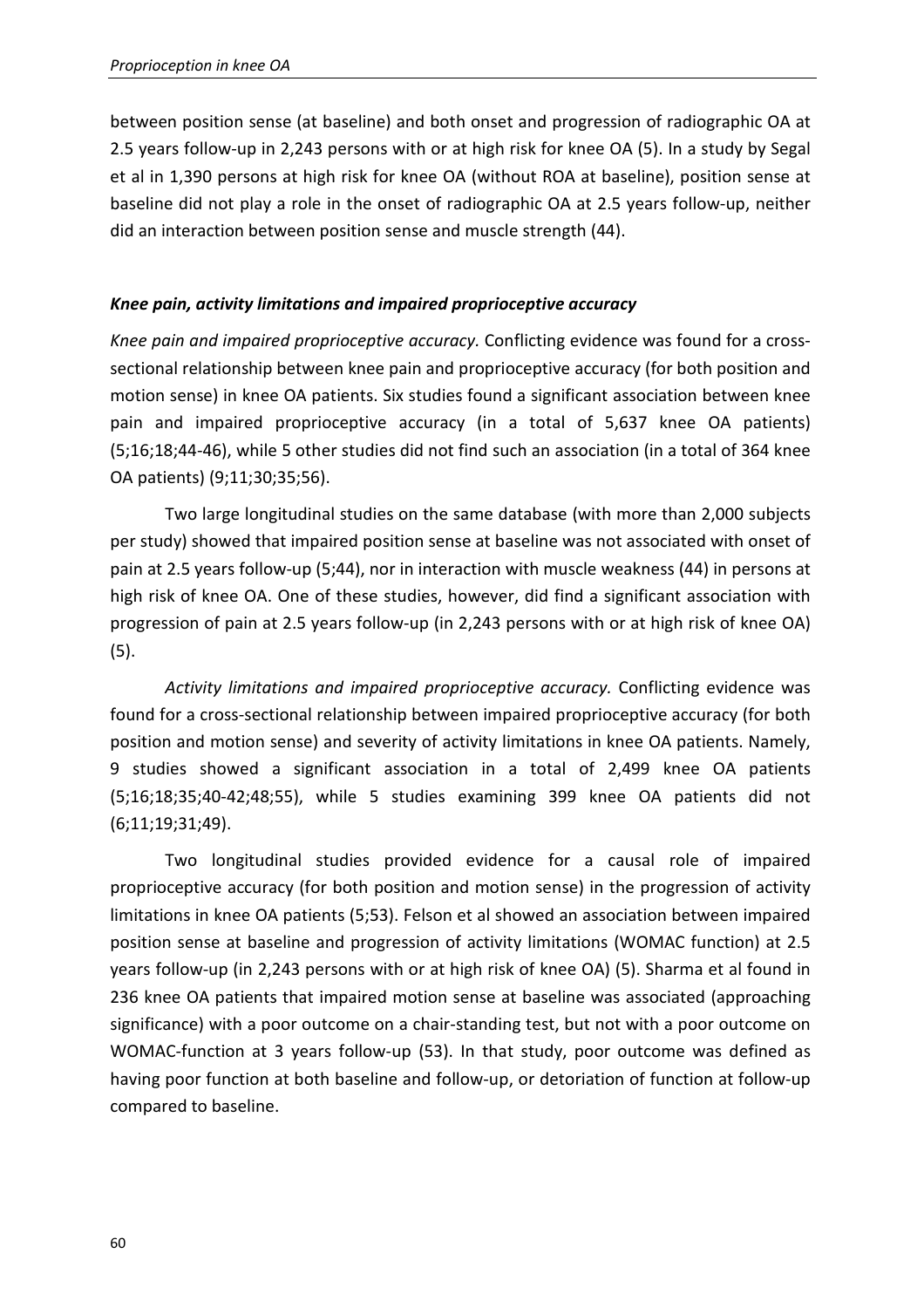between position sense (at baseline) and both onset and progression of radiographic OA at 2.5 years follow-up in 2,243 persons with or at high risk for knee OA (5). In a study by Segal et al in 1,390 persons at high risk for knee OA (without ROA at baseline), position sense at baseline did not play a role in the onset of radiographic OA at 2.5 years follow-up, neither did an interaction between position sense and muscle strength (44).

### *Knee pain, activity limitations and impaired proprioceptive accuracy*

*Knee pain and impaired proprioceptive accuracy.* Conflicting evidence was found for a cross-sectional relationship between knee pain and proprioceptive accuracy (for both position and motion sense) in knee OA patients. Six studies found a significant association between knee pain and impaired proprioceptive accuracy (in a total of 5,637 knee OA patients) (5;16;18;44-46), while 5 other studies did not find such an association (in a total of 364 knee OA patients) (9;11;30;35;56).

Two large longitudinal studies on the same database (with more than 2,000 subjects per study) showed that impaired position sense at baseline was not associated with onset of pain at 2.5 years follow-up (5;44), nor in interaction with muscle weakness (44) in persons at high risk of knee OA. One of these studies, however, did find a significant association with progression of pain at 2.5 years follow-up (in 2,243 persons with or at high risk of knee OA) (5).

*Activity limitations and impaired proprioceptive accuracy.* Conflicting evidence was found for a cross-sectional relationship between impaired proprioceptive accuracy (for both position and motion sense) and severity of activity limitations in knee OA patients. Namely, 9 studies showed a significant association in a total of 2,499 knee OA patients (5;16;18;35;40-42;48;55), while 5 studies examining 399 knee OA patients did not (6;11;19;31;49).

Two longitudinal studies provided evidence for a causal role of impaired proprioceptive accuracy (for both position and motion sense) in the progression of activity limitations in knee OA patients (5;53). Felson et al showed an association between impaired position sense at baseline and progression of activity limitations (WOMAC function) at 2.5 years follow-up (in 2,243 persons with or at high risk of knee OA) (5). Sharma et al found in 236 knee OA patients that impaired motion sense at baseline was associated (approaching significance) with a poor outcome on a chair-standing test, but not with a poor outcome on WOMAC-function at 3 years follow-up (53). In that study, poor outcome was defined as having poor function at both baseline and follow-up, or detoriation of function at follow-up compared to baseline.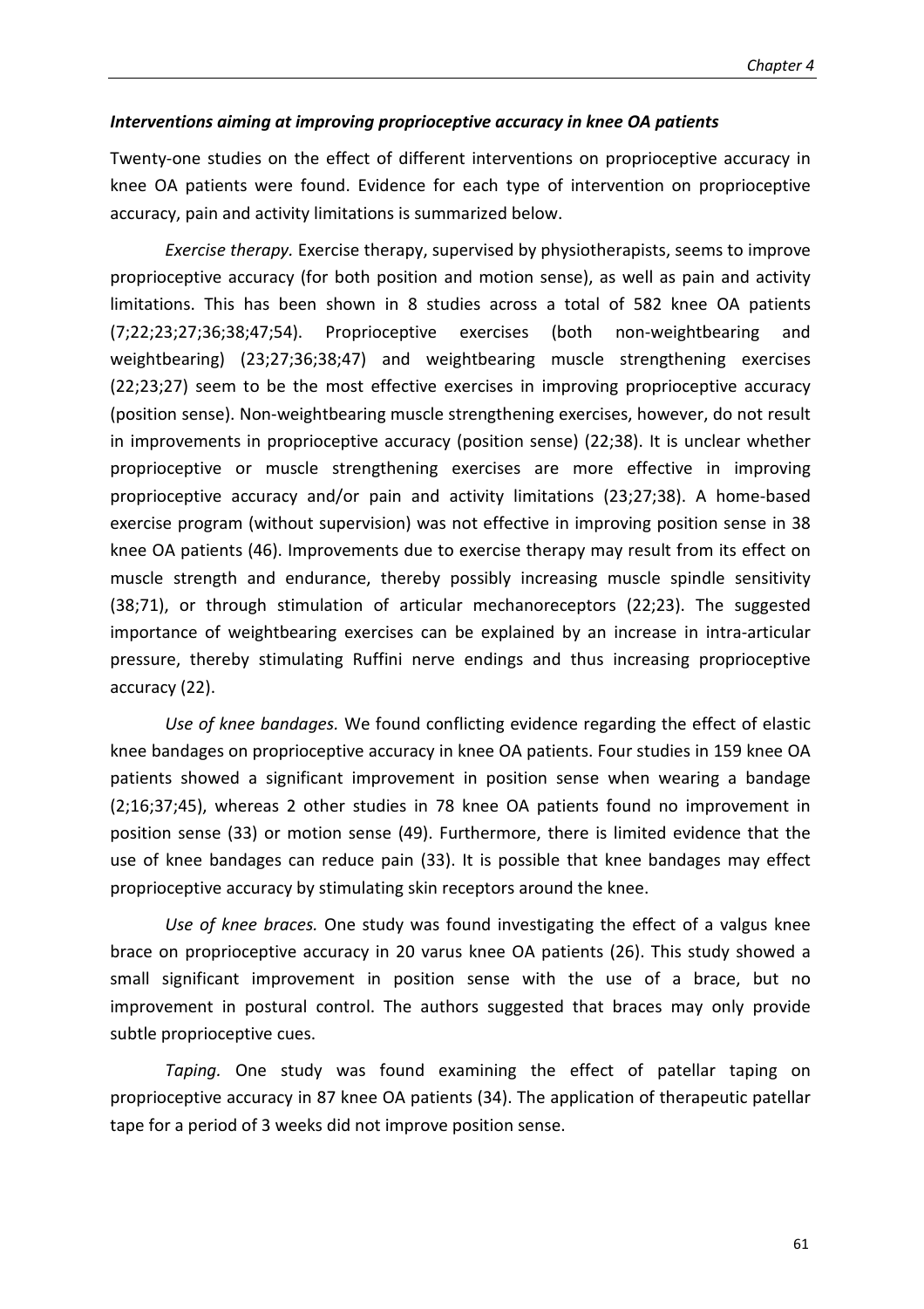### *Interventions aiming at improving proprioceptive accuracy in knee OA patients*

Twenty-one studies on the effect of different interventions on proprioceptive accuracy in knee OA patients were found. Evidence for each type of intervention on proprioceptive accuracy, pain and activity limitations is summarized below.

*Exercise therapy.* Exercise therapy, supervised by physiotherapists, seems to improve proprioceptive accuracy (for both position and motion sense), as well as pain and activity limitations. This has been shown in 8 studies across a total of 582 knee OA patients (7;22;23;27;36;38;47;54). Proprioceptive exercises (both non-weightbearing and weightbearing) (23;27;36;38;47) and weightbearing muscle strengthening exercises (22;23;27) seem to be the most effective exercises in improving proprioceptive accuracy (position sense). Non-weightbearing muscle strengthening exercises, however, do not result in improvements in proprioceptive accuracy (position sense) (22;38). It is unclear whether proprioceptive or muscle strengthening exercises are more effective in improving proprioceptive accuracy and/or pain and activity limitations (23;27;38). A home-based exercise program (without supervision) was not effective in improving position sense in 38 knee OA patients (46). Improvements due to exercise therapy may result from its effect on muscle strength and endurance, thereby possibly increasing muscle spindle sensitivity (38;71), or through stimulation of articular mechanoreceptors (22;23). The suggested importance of weightbearing exercises can be explained by an increase in intra-articular pressure, thereby stimulating Ruffini nerve endings and thus increasing proprioceptive accuracy (22).

*Use of knee bandages.* We found conflicting evidence regarding the effect of elastic knee bandages on proprioceptive accuracy in knee OA patients. Four studies in 159 knee OA patients showed a significant improvement in position sense when wearing a bandage (2;16;37;45), whereas 2 other studies in 78 knee OA patients found no improvement in position sense (33) or motion sense (49). Furthermore, there is limited evidence that the use of knee bandages can reduce pain (33). It is possible that knee bandages may effect proprioceptive accuracy by stimulating skin receptors around the knee.

*Use of knee braces.* One study was found investigating the effect of a valgus knee brace on proprioceptive accuracy in 20 varus knee OA patients (26). This study showed a small significant improvement in position sense with the use of a brace, but no improvement in postural control. The authors suggested that braces may only provide subtle proprioceptive cues.

*Taping.* One study was found examining the effect of patellar taping on proprioceptive accuracy in 87 knee OA patients (34). The application of therapeutic patellar tape for a period of 3 weeks did not improve position sense.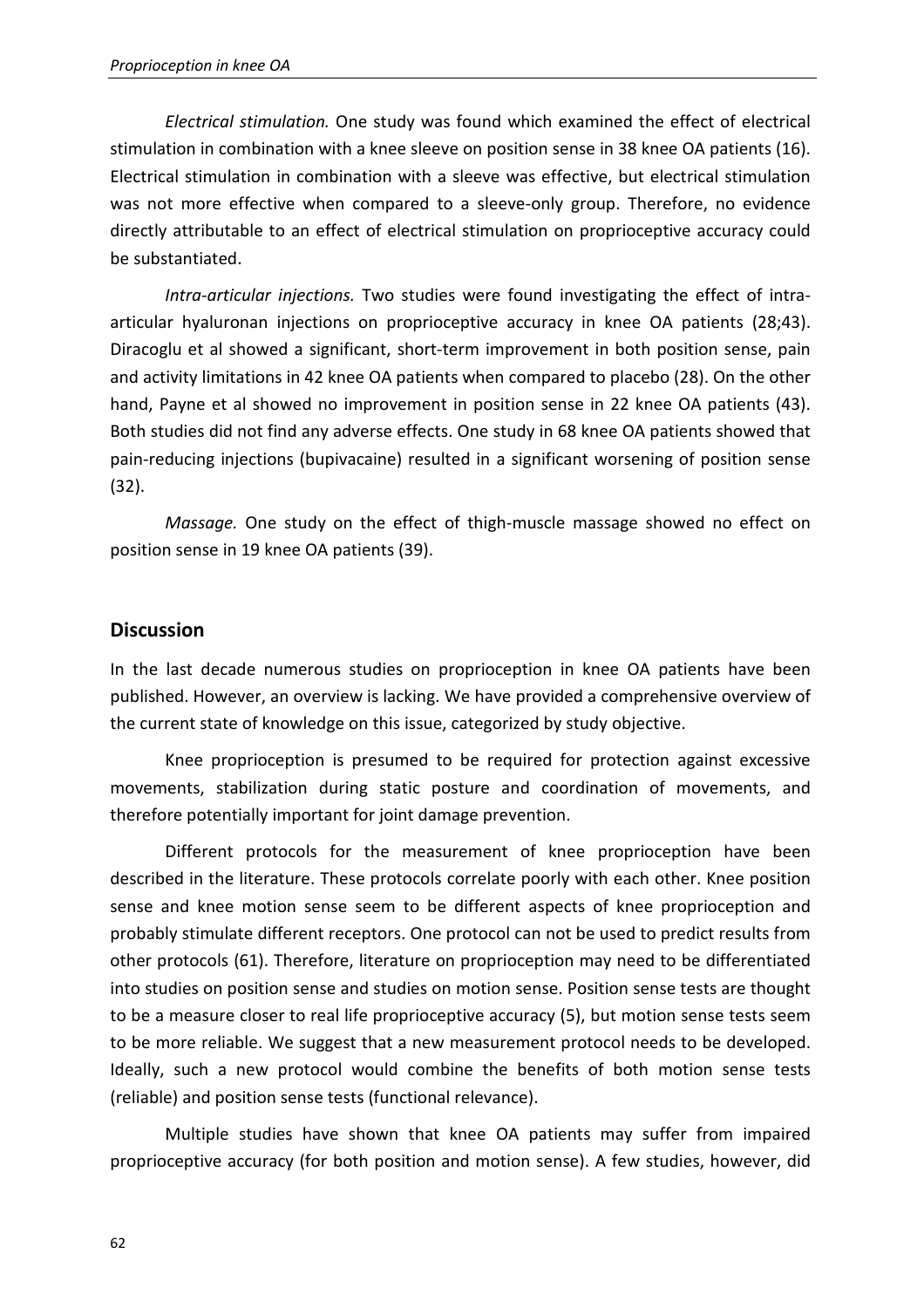*Electrical stimulation.* One study was found which examined the effect of electrical stimulation in combination with a knee sleeve on position sense in 38 knee OA patients (16). Electrical stimulation in combination with a sleeve was effective, but electrical stimulation was not more effective when compared to a sleeve-only group. Therefore, no evidence directly attributable to an effect of electrical stimulation on proprioceptive accuracy could be substantiated.

*Intra-articular injections.* Two studies were found investigating the effect of intra-articular hyaluronan injections on proprioceptive accuracy in knee OA patients (28;43). Diracoglu et al showed a significant, short-term improvement in both position sense, pain and activity limitations in 42 knee OA patients when compared to placebo (28). On the other hand, Payne et al showed no improvement in position sense in 22 knee OA patients (43). Both studies did not find any adverse effects. One study in 68 knee OA patients showed that pain-reducing injections (bupivacaine) resulted in a significant worsening of position sense (32).

*Massage.* One study on the effect of thigh-muscle massage showed no effect on position sense in 19 knee OA patients (39).

## Discussion

In the last decade numerous studies on proprioception in knee OA patients have been published. However, an overview is lacking. We have provided a comprehensive overview of the current state of knowledge on this issue, categorized by study objective.

Knee proprioception is presumed to be required for protection against excessive movements, stabilization during static posture and coordination of movements, and therefore potentially important for joint damage prevention.

Different protocols for the measurement of knee proprioception have been described in the literature. These protocols correlate poorly with each other. Knee position sense and knee motion sense seem to be different aspects of knee proprioception and probably stimulate different receptors. One protocol can not be used to predict results from other protocols (61). Therefore, literature on proprioception may need to be differentiated into studies on position sense and studies on motion sense. Position sense tests are thought to be a measure closer to real life proprioceptive accuracy (5), but motion sense tests seem to be more reliable. We suggest that a new measurement protocol needs to be developed. Ideally, such a new protocol would combine the benefits of both motion sense tests (reliable) and position sense tests (functional relevance).

Multiple studies have shown that knee OA patients may suffer from impaired proprioceptive accuracy (for both position and motion sense). A few studies, however, did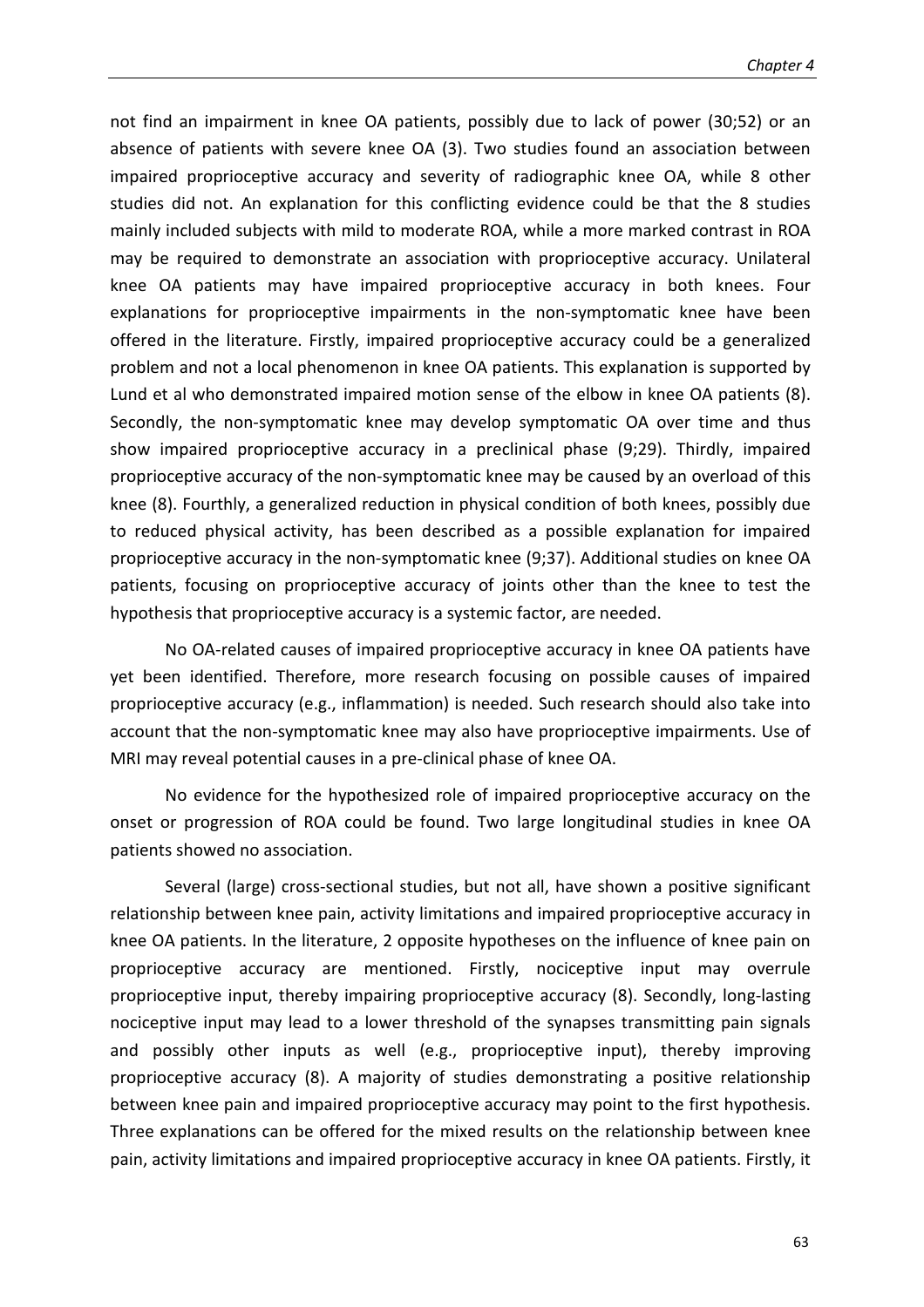not find an impairment in knee OA patients, possibly due to lack of power (30;52) or an absence of patients with severe knee OA (3). Two studies found an association between impaired proprioceptive accuracy and severity of radiographic knee OA, while 8 other studies did not. An explanation for this conflicting evidence could be that the 8 studies mainly included subjects with mild to moderate ROA, while a more marked contrast in ROA may be required to demonstrate an association with proprioceptive accuracy. Unilateral knee OA patients may have impaired proprioceptive accuracy in both knees. Four explanations for proprioceptive impairments in the non-symptomatic knee have been offered in the literature. Firstly, impaired proprioceptive accuracy could be a generalized problem and not a local phenomenon in knee OA patients. This explanation is supported by Lund et al who demonstrated impaired motion sense of the elbow in knee OA patients (8). Secondly, the non-symptomatic knee may develop symptomatic OA over time and thus show impaired proprioceptive accuracy in a preclinical phase (9;29). Thirdly, impaired proprioceptive accuracy of the non-symptomatic knee may be caused by an overload of this knee (8). Fourthly, a generalized reduction in physical condition of both knees, possibly due to reduced physical activity, has been described as a possible explanation for impaired proprioceptive accuracy in the non-symptomatic knee (9;37). Additional studies on knee OA patients, focusing on proprioceptive accuracy of joints other than the knee to test the hypothesis that proprioceptive accuracy is a systemic factor, are needed.

No OA-related causes of impaired proprioceptive accuracy in knee OA patients have yet been identified. Therefore, more research focusing on possible causes of impaired proprioceptive accuracy (e.g., inflammation) is needed. Such research should also take into account that the non-symptomatic knee may also have proprioceptive impairments. Use of MRI may reveal potential causes in a pre-clinical phase of knee OA.

No evidence for the hypothesized role of impaired proprioceptive accuracy on the onset or progression of ROA could be found. Two large longitudinal studies in knee OA patients showed no association.

Several (large) cross-sectional studies, but not all, have shown a positive significant relationship between knee pain, activity limitations and impaired proprioceptive accuracy in knee OA patients. In the literature, 2 opposite hypotheses on the influence of knee pain on proprioceptive accuracy are mentioned. Firstly, nociceptive input may overrule proprioceptive input, thereby impairing proprioceptive accuracy (8). Secondly, long-lasting nociceptive input may lead to a lower threshold of the synapses transmitting pain signals and possibly other inputs as well (e.g., proprioceptive input), thereby improving proprioceptive accuracy (8). A majority of studies demonstrating a positive relationship between knee pain and impaired proprioceptive accuracy may point to the first hypothesis. Three explanations can be offered for the mixed results on the relationship between knee pain, activity limitations and impaired proprioceptive accuracy in knee OA patients. Firstly, it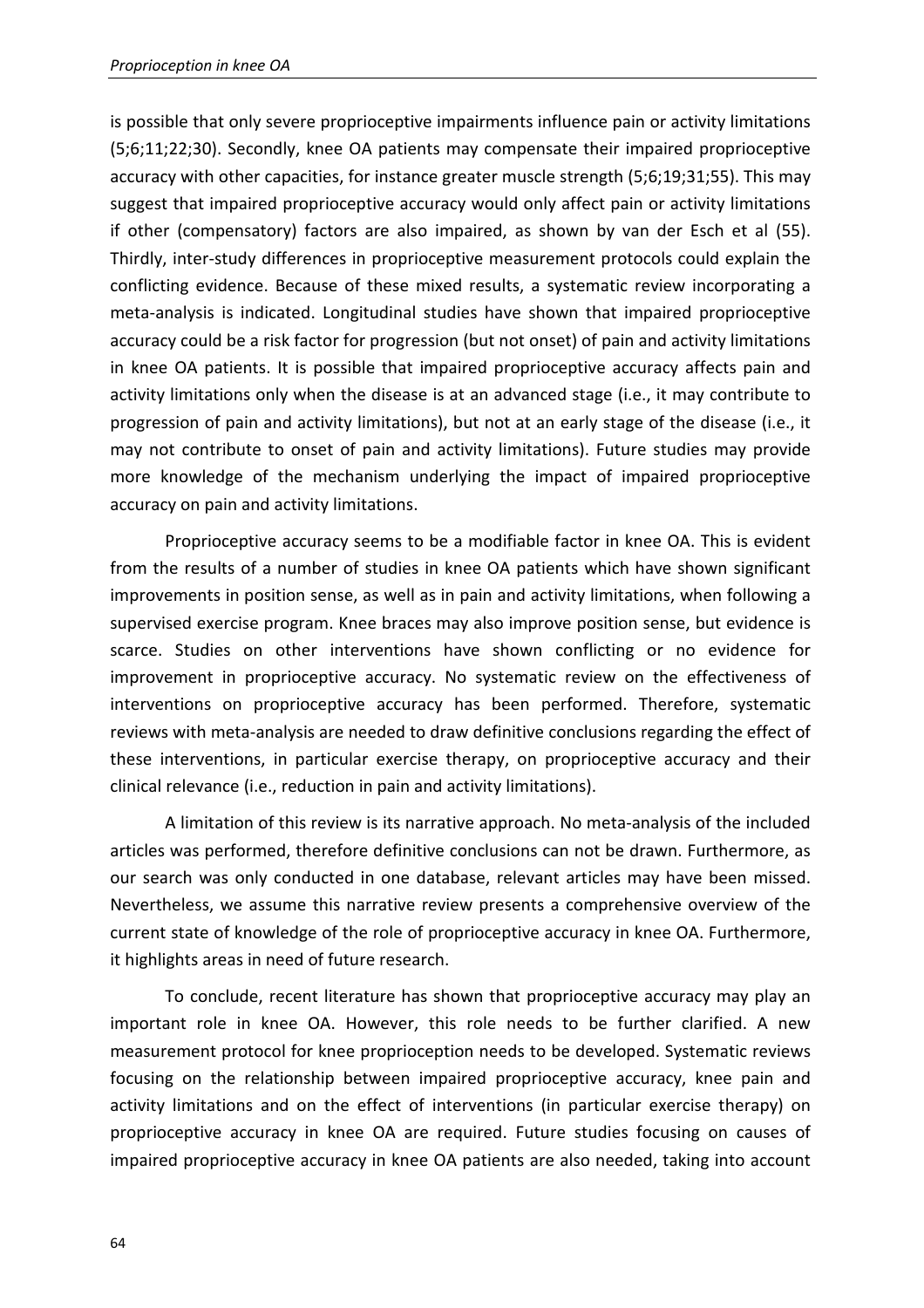is possible that only severe proprioceptive impairments influence pain or activity limitations (5;6;11;22;30). Secondly, knee OA patients may compensate their impaired proprioceptive accuracy with other capacities, for instance greater muscle strength (5;6;19;31;55). This may suggest that impaired proprioceptive accuracy would only affect pain or activity limitations if other (compensatory) factors are also impaired, as shown by van der Esch et al (55). Thirdly, inter-study differences in proprioceptive measurement protocols could explain the conflicting evidence. Because of these mixed results, a systematic review incorporating a meta-analysis is indicated. Longitudinal studies have shown that impaired proprioceptive accuracy could be a risk factor for progression (but not onset) of pain and activity limitations in knee OA patients. It is possible that impaired proprioceptive accuracy affects pain and activity limitations only when the disease is at an advanced stage (i.e., it may contribute to progression of pain and activity limitations), but not at an early stage of the disease (i.e., it may not contribute to onset of pain and activity limitations). Future studies may provide more knowledge of the mechanism underlying the impact of impaired proprioceptive accuracy on pain and activity limitations.

Proprioceptive accuracy seems to be a modifiable factor in knee OA. This is evident from the results of a number of studies in knee OA patients which have shown significant improvements in position sense, as well as in pain and activity limitations, when following a supervised exercise program. Knee braces may also improve position sense, but evidence is scarce. Studies on other interventions have shown conflicting or no evidence for improvement in proprioceptive accuracy. No systematic review on the effectiveness of interventions on proprioceptive accuracy has been performed. Therefore, systematic reviews with meta-analysis are needed to draw definitive conclusions regarding the effect of these interventions, in particular exercise therapy, on proprioceptive accuracy and their clinical relevance (i.e., reduction in pain and activity limitations).

A limitation of this review is its narrative approach. No meta-analysis of the included articles was performed, therefore definitive conclusions can not be drawn. Furthermore, as our search was only conducted in one database, relevant articles may have been missed. Nevertheless, we assume this narrative review presents a comprehensive overview of the current state of knowledge of the role of proprioceptive accuracy in knee OA. Furthermore, it highlights areas in need of future research.

To conclude, recent literature has shown that proprioceptive accuracy may play an important role in knee OA. However, this role needs to be further clarified. A new measurement protocol for knee proprioception needs to be developed. Systematic reviews focusing on the relationship between impaired proprioceptive accuracy, knee pain and activity limitations and on the effect of interventions (in particular exercise therapy) on proprioceptive accuracy in knee OA are required. Future studies focusing on causes of impaired proprioceptive accuracy in knee OA patients are also needed, taking into account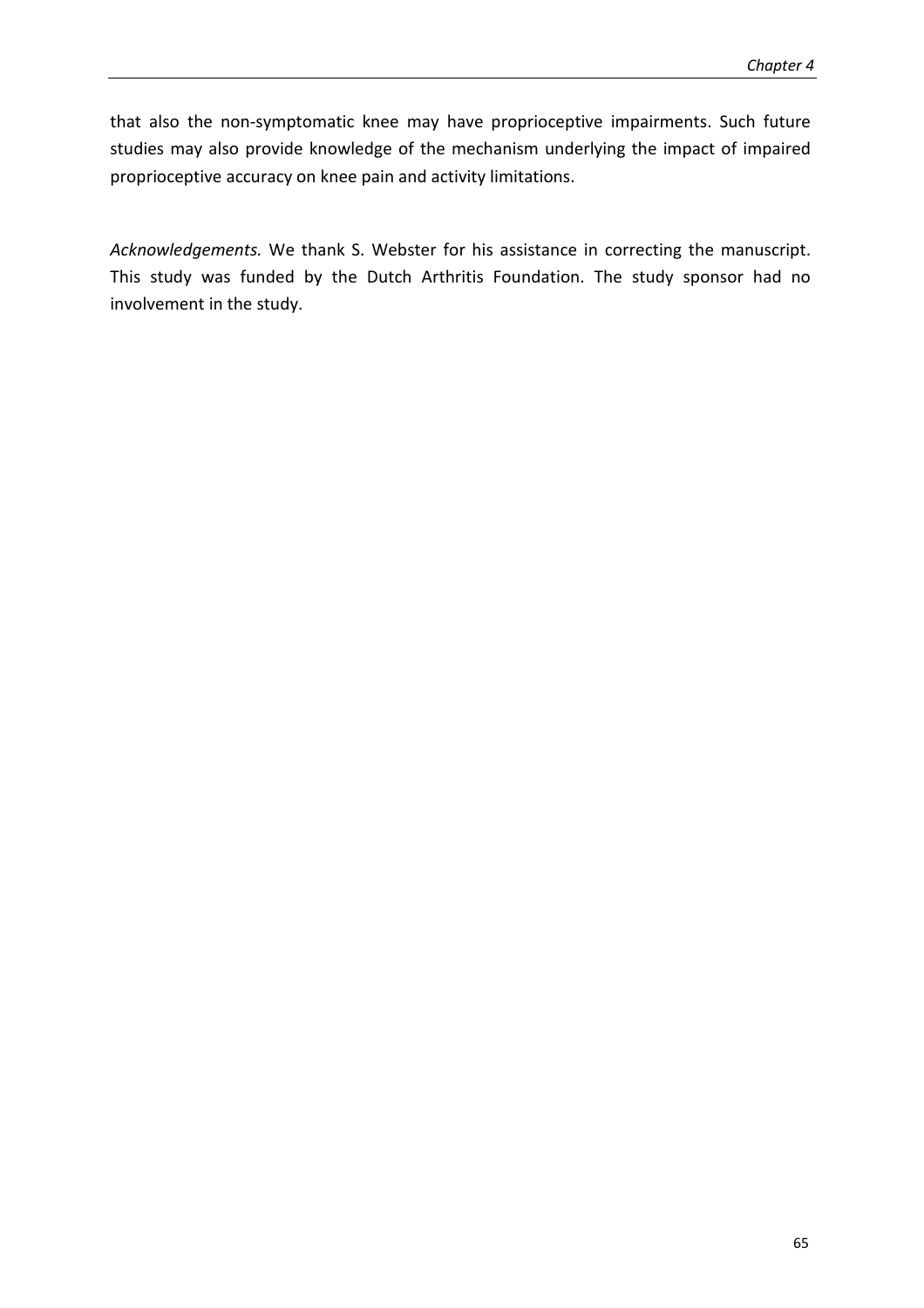that also the non-symptomatic knee may have proprioceptive impairments. Such future studies may also provide knowledge of the mechanism underlying the impact of impaired proprioceptive accuracy on knee pain and activity limitations.

*Acknowledgements.* We thank S. Webster for his assistance in correcting the manuscript. This study was funded by the Dutch Arthritis Foundation. The study sponsor had no involvement in the study.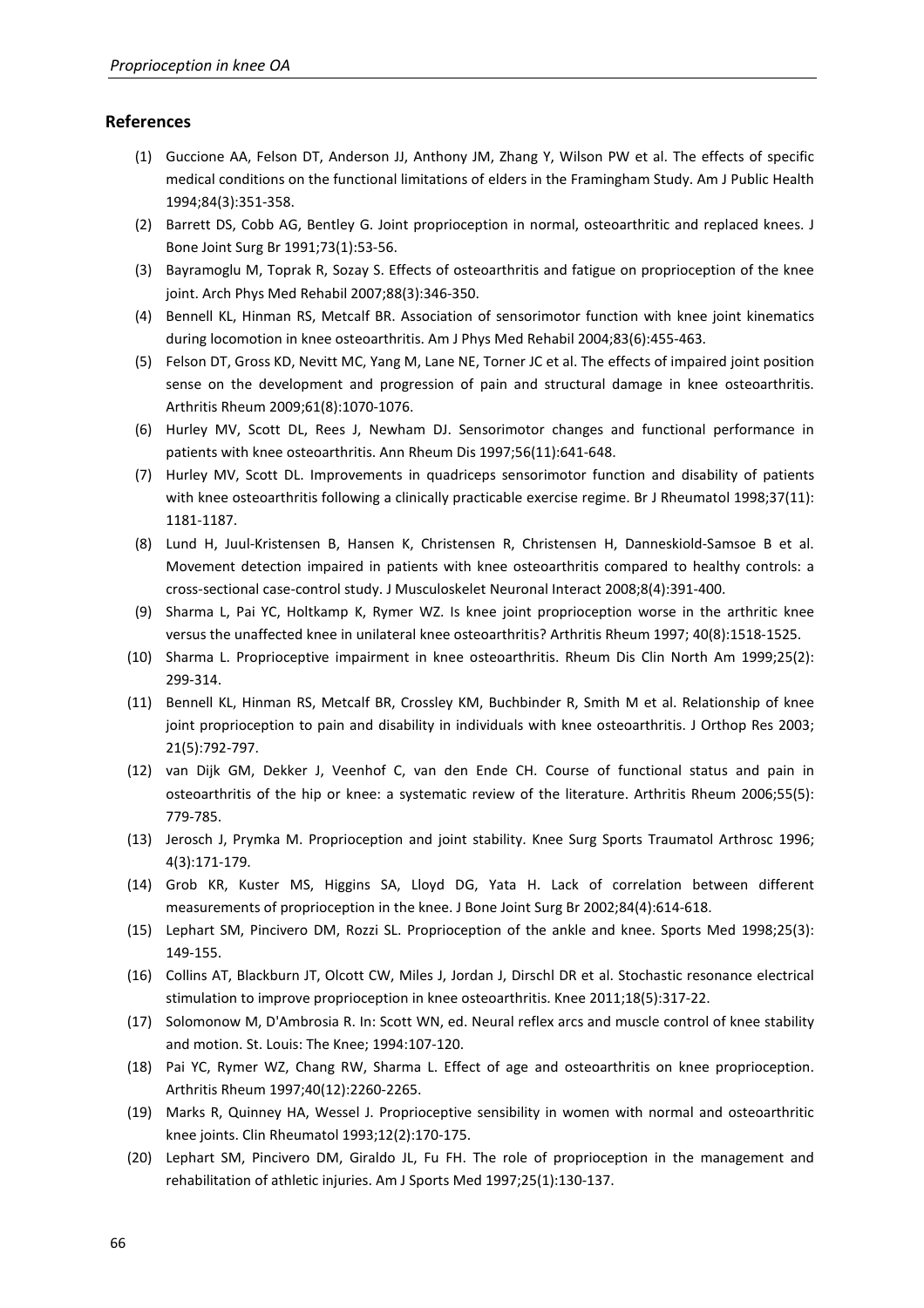## References

(1) Guccione AA, Felson DT, Anderson JJ, Anthony JM, Zhang Y, Wilson PW et al. The effects of specific medical conditions on the functional limitations of elders in the Framingham Study. Am J Public Health 1994;84(3):351-358.

(2) Barrett DS, Cobb AG, Bentley G. Joint proprioception in normal, osteoarthritic and replaced knees. J Bone Joint Surg Br 1991;73(1):53-56.

(3) Bayramoglu M, Toprak R, Sozay S. Effects of osteoarthritis and fatigue on proprioception of the knee joint. Arch Phys Med Rehabil 2007;88(3):346-350.

(4) Bennell KL, Hinman RS, Metcalf BR. Association of sensorimotor function with knee joint kinematics during locomotion in knee osteoarthritis. Am J Phys Med Rehabil 2004;83(6):455-463.

(5) Felson DT, Gross KD, Nevitt MC, Yang M, Lane NE, Torner JC et al. The effects of impaired joint position sense on the development and progression of pain and structural damage in knee osteoarthritis. Arthritis Rheum 2009;61(8):1070-1076.

(6) Hurley MV, Scott DL, Rees J, Newham DJ. Sensorimotor changes and functional performance in patients with knee osteoarthritis. Ann Rheum Dis 1997;56(11):641-648.

(7) Hurley MV, Scott DL. Improvements in quadriceps sensorimotor function and disability of patients with knee osteoarthritis following a clinically practicable exercise regime. Br J Rheumatol 1998;37(11): 1181-1187.

(8) Lund H, Juul-Kristensen B, Hansen K, Christensen R, Christensen H, Danneskiold-Samsoe B et al. Movement detection impaired in patients with knee osteoarthritis compared to healthy controls: a cross-sectional case-control study. J Musculoskelet Neuronal Interact 2008;8(4):391-400.

(9) Sharma L, Pai YC, Holtkamp K, Rymer WZ. Is knee joint proprioception worse in the arthritic knee versus the unaffected knee in unilateral knee osteoarthritis? Arthritis Rheum 1997; 40(8):1518-1525.

(10) Sharma L. Proprioceptive impairment in knee osteoarthritis. Rheum Dis Clin North Am 1999;25(2): 299-314.

(11) Bennell KL, Hinman RS, Metcalf BR, Crossley KM, Buchbinder R, Smith M et al. Relationship of knee joint proprioception to pain and disability in individuals with knee osteoarthritis. J Orthop Res 2003; 21(5):792-797.

(12) van Dijk GM, Dekker J, Veenhof C, van den Ende CH. Course of functional status and pain in osteoarthritis of the hip or knee: a systematic review of the literature. Arthritis Rheum 2006;55(5): 779-785.

(13) Jerosch J, Prymka M. Proprioception and joint stability. Knee Surg Sports Traumatol Arthrosc 1996; 4(3):171-179.

(14) Grob KR, Kuster MS, Higgins SA, Lloyd DG, Yata H. Lack of correlation between different measurements of proprioception in the knee. J Bone Joint Surg Br 2002;84(4):614-618.

(15) Lephart SM, Pincivero DM, Rozzi SL. Proprioception of the ankle and knee. Sports Med 1998;25(3): 149-155.

(16) Collins AT, Blackburn JT, Olcott CW, Miles J, Jordan J, Dirschl DR et al. Stochastic resonance electrical stimulation to improve proprioception in knee osteoarthritis. Knee 2011;18(5):317-22.

(17) Solomonow M, D'Ambrosia R. In: Scott WN, ed. Neural reflex arcs and muscle control of knee stability and motion. St. Louis: The Knee; 1994:107-120.

(18) Pai YC, Rymer WZ, Chang RW, Sharma L. Effect of age and osteoarthritis on knee proprioception. Arthritis Rheum 1997;40(12):2260-2265.

(19) Marks R, Quinney HA, Wessel J. Proprioceptive sensibility in women with normal and osteoarthritic knee joints. Clin Rheumatol 1993;12(2):170-175.

(20) Lephart SM, Pincivero DM, Giraldo JL, Fu FH. The role of proprioception in the management and rehabilitation of athletic injuries. Am J Sports Med 1997;25(1):130-137.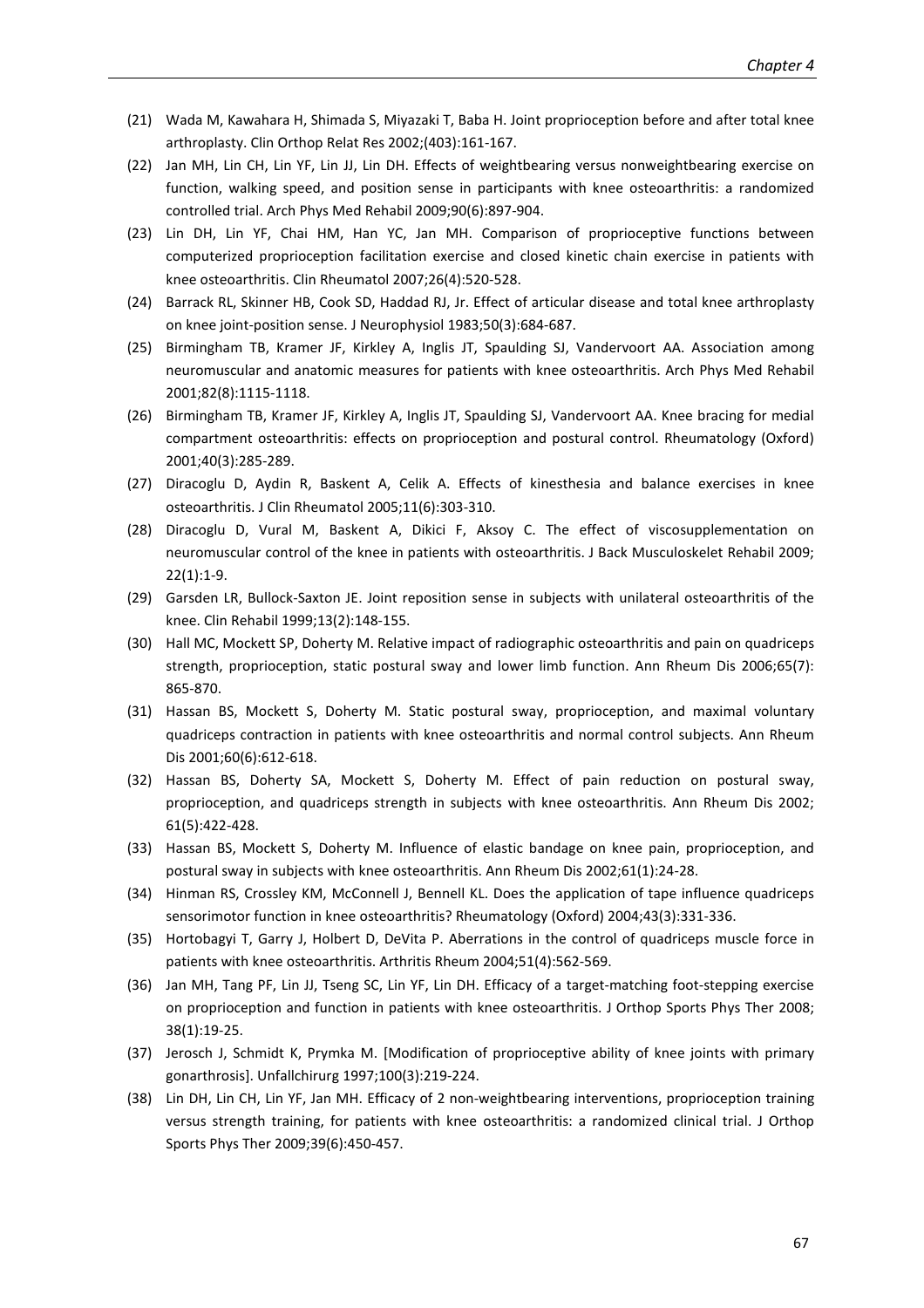(21) Wada M, Kawahara H, Shimada S, Miyazaki T, Baba H. Joint proprioception before and after total knee arthroplasty. Clin Orthop Relat Res 2002;(403):161-167.

(22) Jan MH, Lin CH, Lin YF, Lin JJ, Lin DH. Effects of weightbearing versus nonweightbearing exercise on function, walking speed, and position sense in participants with knee osteoarthritis: a randomized controlled trial. Arch Phys Med Rehabil 2009;90(6):897-904.

(23) Lin DH, Lin YF, Chai HM, Han YC, Jan MH. Comparison of proprioceptive functions between computerized proprioception facilitation exercise and closed kinetic chain exercise in patients with knee osteoarthritis. Clin Rheumatol 2007;26(4):520-528.

(24) Barrack RL, Skinner HB, Cook SD, Haddad RJ, Jr. Effect of articular disease and total knee arthroplasty on knee joint-position sense. J Neurophysiol 1983;50(3):684-687.

(25) Birmingham TB, Kramer JF, Kirkley A, Inglis JT, Spaulding SJ, Vandervoort AA. Association among neuromuscular and anatomic measures for patients with knee osteoarthritis. Arch Phys Med Rehabil 2001;82(8):1115-1118.

(26) Birmingham TB, Kramer JF, Kirkley A, Inglis JT, Spaulding SJ, Vandervoort AA. Knee bracing for medial compartment osteoarthritis: effects on proprioception and postural control. Rheumatology (Oxford) 2001;40(3):285-289.

(27) Diracoglu D, Aydin R, Baskent A, Celik A. Effects of kinesthesia and balance exercises in knee osteoarthritis. J Clin Rheumatol 2005;11(6):303-310.

(28) Diracoglu D, Vural M, Baskent A, Dikici F, Aksoy C. The effect of viscosupplementation on neuromuscular control of the knee in patients with osteoarthritis. J Back Musculoskelet Rehabil 2009; 22(1):1-9.

(29) Garsden LR, Bullock-Saxton JE. Joint reposition sense in subjects with unilateral osteoarthritis of the knee. Clin Rehabil 1999;13(2):148-155.

(30) Hall MC, Mockett SP, Doherty M. Relative impact of radiographic osteoarthritis and pain on quadriceps strength, proprioception, static postural sway and lower limb function. Ann Rheum Dis 2006;65(7): 865-870.

(31) Hassan BS, Mockett S, Doherty M. Static postural sway, proprioception, and maximal voluntary quadriceps contraction in patients with knee osteoarthritis and normal control subjects. Ann Rheum Dis 2001;60(6):612-618.

(32) Hassan BS, Doherty SA, Mockett S, Doherty M. Effect of pain reduction on postural sway, proprioception, and quadriceps strength in subjects with knee osteoarthritis. Ann Rheum Dis 2002; 61(5):422-428.

(33) Hassan BS, Mockett S, Doherty M. Influence of elastic bandage on knee pain, proprioception, and postural sway in subjects with knee osteoarthritis. Ann Rheum Dis 2002;61(1):24-28.

(34) Hinman RS, Crossley KM, McConnell J, Bennell KL. Does the application of tape influence quadriceps sensorimotor function in knee osteoarthritis? Rheumatology (Oxford) 2004;43(3):331-336.

(35) Hortobagyi T, Garry J, Holbert D, DeVita P. Aberrations in the control of quadriceps muscle force in patients with knee osteoarthritis. Arthritis Rheum 2004;51(4):562-569.

(36) Jan MH, Tang PF, Lin JJ, Tseng SC, Lin YF, Lin DH. Efficacy of a target-matching foot-stepping exercise on proprioception and function in patients with knee osteoarthritis. J Orthop Sports Phys Ther 2008; 38(1):19-25.

(37) Jerosch J, Schmidt K, Prymka M. [Modification of proprioceptive ability of knee joints with primary gonarthrosis]. Unfallchirurg 1997;100(3):219-224.

(38) Lin DH, Lin CH, Lin YF, Jan MH. Efficacy of 2 non-weightbearing interventions, proprioception training versus strength training, for patients with knee osteoarthritis: a randomized clinical trial. J Orthop Sports Phys Ther 2009;39(6):450-457.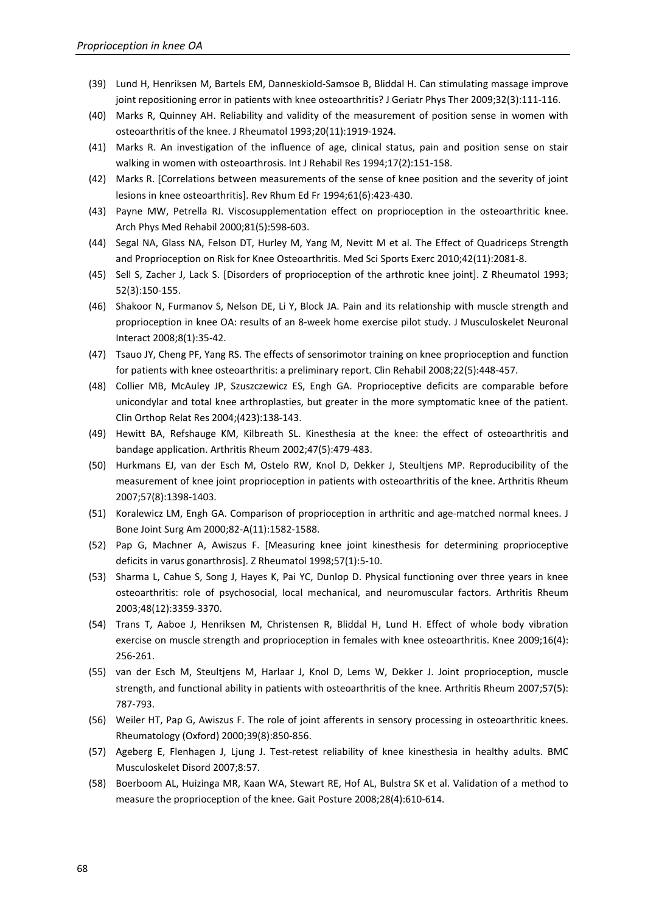(39) Lund H, Henriksen M, Bartels EM, Danneskiold-Samsoe B, Bliddal H. Can stimulating massage improve joint repositioning error in patients with knee osteoarthritis? J Geriatr Phys Ther 2009;32(3):111-116.

(40) Marks R, Quinney AH. Reliability and validity of the measurement of position sense in women with osteoarthritis of the knee. J Rheumatol 1993;20(11):1919-1924.

(41) Marks R. An investigation of the influence of age, clinical status, pain and position sense on stair walking in women with osteoarthrosis. Int J Rehabil Res 1994;17(2):151-158.

(42) Marks R. [Correlations between measurements of the sense of knee position and the severity of joint lesions in knee osteoarthritis]. Rev Rhum Ed Fr 1994;61(6):423-430.

(43) Payne MW, Petrella RJ. Viscosupplementation effect on proprioception in the osteoarthritic knee. Arch Phys Med Rehabil 2000;81(5):598-603.

(44) Segal NA, Glass NA, Felson DT, Hurley M, Yang M, Nevitt M et al. The Effect of Quadriceps Strength and Proprioception on Risk for Knee Osteoarthritis. Med Sci Sports Exerc 2010;42(11):2081-8.

(45) Sell S, Zacher J, Lack S. [Disorders of proprioception of the arthrotic knee joint]. Z Rheumatol 1993; 52(3):150-155.

(46) Shakoor N, Furmanov S, Nelson DE, Li Y, Block JA. Pain and its relationship with muscle strength and proprioception in knee OA: results of an 8-week home exercise pilot study. J Musculoskelet Neuronal Interact 2008;8(1):35-42.

(47) Tsauo JY, Cheng PF, Yang RS. The effects of sensorimotor training on knee proprioception and function for patients with knee osteoarthritis: a preliminary report. Clin Rehabil 2008;22(5):448-457.

(48) Collier MB, McAuley JP, Szuszczewicz ES, Engh GA. Proprioceptive deficits are comparable before unicondylar and total knee arthroplasties, but greater in the more symptomatic knee of the patient. Clin Orthop Relat Res 2004;(423):138-143.

(49) Hewitt BA, Refshauge KM, Kilbreath SL. Kinesthesia at the knee: the effect of osteoarthritis and bandage application. Arthritis Rheum 2002;47(5):479-483.

(50) Hurkmans EJ, van der Esch M, Ostelo RW, Knol D, Dekker J, Steultjens MP. Reproducibility of the measurement of knee joint proprioception in patients with osteoarthritis of the knee. Arthritis Rheum 2007;57(8):1398-1403.

(51) Koralewicz LM, Engh GA. Comparison of proprioception in arthritic and age-matched normal knees. J Bone Joint Surg Am 2000;82-A(11):1582-1588.

(52) Pap G, Machner A, Awiszus F. [Measuring knee joint kinesthesis for determining proprioceptive deficits in varus gonarthrosis]. Z Rheumatol 1998;57(1):5-10.

(53) Sharma L, Cahue S, Song J, Hayes K, Pai YC, Dunlop D. Physical functioning over three years in knee osteoarthritis: role of psychosocial, local mechanical, and neuromuscular factors. Arthritis Rheum 2003;48(12):3359-3370.

(54) Trans T, Aaboe J, Henriksen M, Christensen R, Bliddal H, Lund H. Effect of whole body vibration exercise on muscle strength and proprioception in females with knee osteoarthritis. Knee 2009;16(4): 256-261.

(55) van der Esch M, Steultjens M, Harlaar J, Knol D, Lems W, Dekker J. Joint proprioception, muscle strength, and functional ability in patients with osteoarthritis of the knee. Arthritis Rheum 2007;57(5): 787-793.

(56) Weiler HT, Pap G, Awiszus F. The role of joint afferents in sensory processing in osteoarthritic knees. Rheumatology (Oxford) 2000;39(8):850-856.

(57) Ageberg E, Flenhagen J, Ljung J. Test-retest reliability of knee kinesthesia in healthy adults. BMC Musculoskelet Disord 2007;8:57.

(58) Boerboom AL, Huizinga MR, Kaan WA, Stewart RE, Hof AL, Bulstra SK et al. Validation of a method to measure the proprioception of the knee. Gait Posture 2008;28(4):610-614.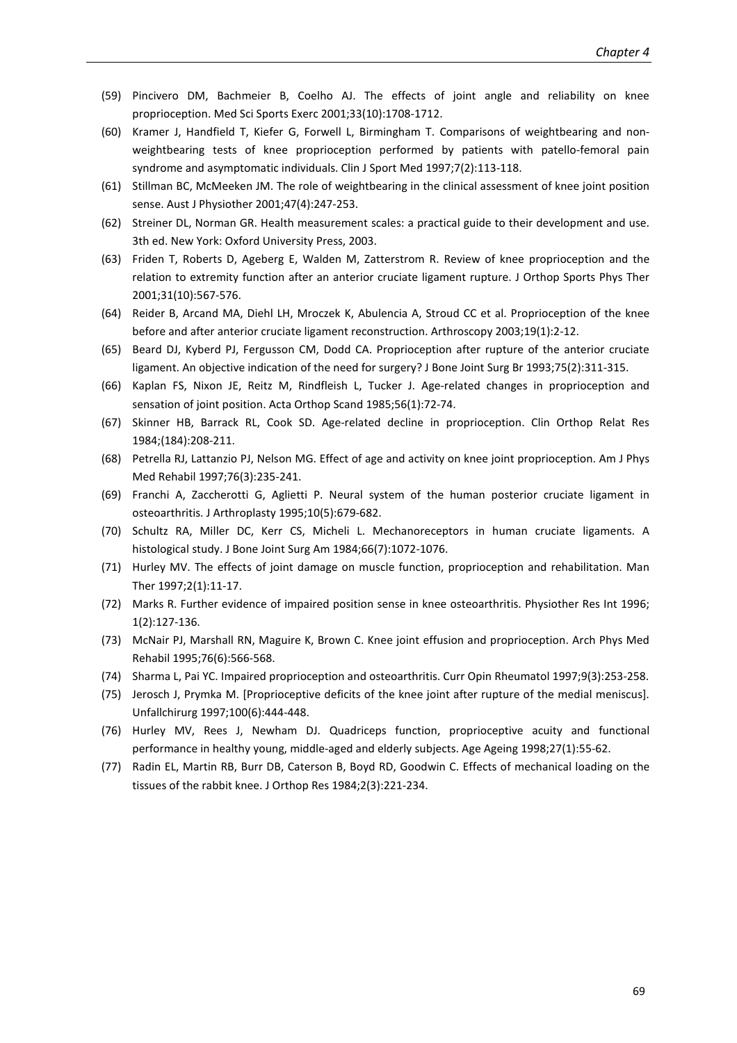(59) Pincivero DM, Bachmeier B, Coelho AJ. The effects of joint angle and reliability on knee proprioception. Med Sci Sports Exerc 2001;33(10):1708-1712.

(60) Kramer J, Handfield T, Kiefer G, Forwell L, Birmingham T. Comparisons of weightbearing and non-weightbearing tests of knee proprioception performed by patients with patello-femoral pain syndrome and asymptomatic individuals. Clin J Sport Med 1997;7(2):113-118.

(61) Stillman BC, McMeeken JM. The role of weightbearing in the clinical assessment of knee joint position sense. Aust J Physiother 2001;47(4):247-253.

(62) Streiner DL, Norman GR. Health measurement scales: a practical guide to their development and use. 3th ed. New York: Oxford University Press, 2003.

(63) Friden T, Roberts D, Ageberg E, Walden M, Zatterstrom R. Review of knee proprioception and the relation to extremity function after an anterior cruciate ligament rupture. J Orthop Sports Phys Ther 2001;31(10):567-576.

(64) Reider B, Arcand MA, Diehl LH, Mroczek K, Abulencia A, Stroud CC et al. Proprioception of the knee before and after anterior cruciate ligament reconstruction. Arthroscopy 2003;19(1):2-12.

(65) Beard DJ, Kyberd PJ, Fergusson CM, Dodd CA. Proprioception after rupture of the anterior cruciate ligament. An objective indication of the need for surgery? J Bone Joint Surg Br 1993;75(2):311-315.

(66) Kaplan FS, Nixon JE, Reitz M, Rindfleish L, Tucker J. Age-related changes in proprioception and sensation of joint position. Acta Orthop Scand 1985;56(1):72-74.

(67) Skinner HB, Barrack RL, Cook SD. Age-related decline in proprioception. Clin Orthop Relat Res 1984;(184):208-211.

(68) Petrella RJ, Lattanzio PJ, Nelson MG. Effect of age and activity on knee joint proprioception. Am J Phys Med Rehabil 1997;76(3):235-241.

(69) Franchi A, Zaccherotti G, Aglietti P. Neural system of the human posterior cruciate ligament in osteoarthritis. J Arthroplasty 1995;10(5):679-682.

(70) Schultz RA, Miller DC, Kerr CS, Micheli L. Mechanoreceptors in human cruciate ligaments. A histological study. J Bone Joint Surg Am 1984;66(7):1072-1076.

(71) Hurley MV. The effects of joint damage on muscle function, proprioception and rehabilitation. Man Ther 1997;2(1):11-17.

(72) Marks R. Further evidence of impaired position sense in knee osteoarthritis. Physiother Res Int 1996; 1(2):127-136.

(73) McNair PJ, Marshall RN, Maguire K, Brown C. Knee joint effusion and proprioception. Arch Phys Med Rehabil 1995;76(6):566-568.

(74) Sharma L, Pai YC. Impaired proprioception and osteoarthritis. Curr Opin Rheumatol 1997;9(3):253-258.

(75) Jerosch J, Prymka M. [Proprioceptive deficits of the knee joint after rupture of the medial meniscus]. Unfallchirurg 1997;100(6):444-448.

(76) Hurley MV, Rees J, Newham DJ. Quadriceps function, proprioceptive acuity and functional performance in healthy young, middle-aged and elderly subjects. Age Ageing 1998;27(1):55-62.

(77) Radin EL, Martin RB, Burr DB, Caterson B, Boyd RD, Goodwin C. Effects of mechanical loading on the tissues of the rabbit knee. J Orthop Res 1984;2(3):221-234.